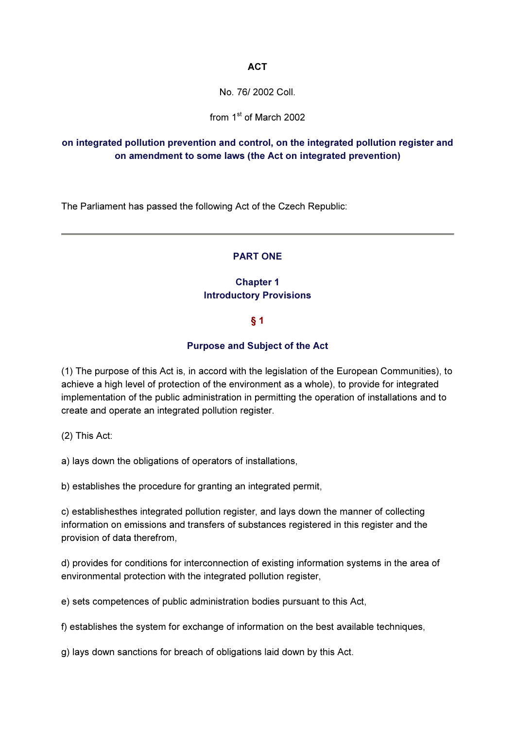**ACT**

No. 76/ 2002 Coll.

from 1st of March 2002

## on integrated pollution prevention and control, on the integrated pollution register and on amendment to some laws (the Act on integrated prevention)

The Parliament has passed the following Act of the Czech Republic:

---

## PART ONE

### Chapter 1
### Introductory Provisions

#### § 1

#### Purpose and Subject of the Act

(1) The purpose of this Act is, in accord with the legislation of the European Communities), to achieve a high level of protection of the environment as a whole), to provide for integrated implementation of the public administration in permitting the operation of installations and to create and operate an integrated pollution register.

(2) This Act:

a) lays down the obligations of operators of installations,

b) establishes the procedure for granting an integrated permit,

c) establishesthes integrated pollution register, and lays down the manner of collecting information on emissions and transfers of substances registered in this register and the provision of data therefrom,

d) provides for conditions for interconnection of existing information systems in the area of environmental protection with the integrated pollution register,

e) sets competences of public administration bodies pursuant to this Act,

f) establishes the system for exchange of information on the best available techniques,

g) lays down sanctions for breach of obligations laid down by this Act.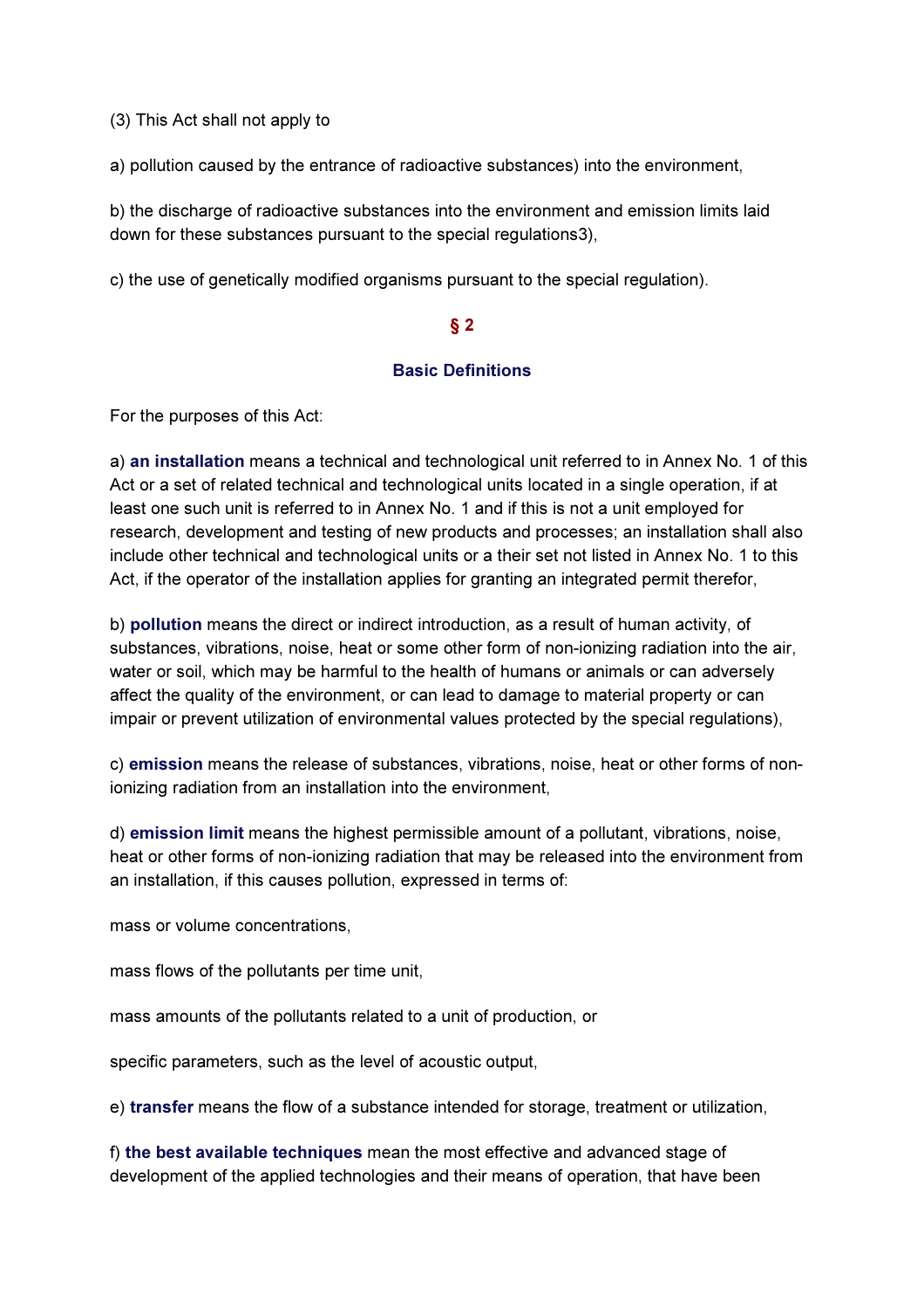(3) This Act shall not apply to

a) pollution caused by the entrance of radioactive substances) into the environment,

b) the discharge of radioactive substances into the environment and emission limits laid down for these substances pursuant to the special regulations3),

c) the use of genetically modified organisms pursuant to the special regulation).

## § 2

## Basic Definitions

For the purposes of this Act:

a) **an installation** means a technical and technological unit referred to in Annex No. 1 of this Act or a set of related technical and technological units located in a single operation, if at least one such unit is referred to in Annex No. 1 and if this is not a unit employed for research, development and testing of new products and processes; an installation shall also include other technical and technological units or a their set not listed in Annex No. 1 to this Act, if the operator of the installation applies for granting an integrated permit therefor,

b) **pollution** means the direct or indirect introduction, as a result of human activity, of substances, vibrations, noise, heat or some other form of non-ionizing radiation into the air, water or soil, which may be harmful to the health of humans or animals or can adversely affect the quality of the environment, or can lead to damage to material property or can impair or prevent utilization of environmental values protected by the special regulations),

c) **emission** means the release of substances, vibrations, noise, heat or other forms of non-ionizing radiation from an installation into the environment,

d) **emission limit** means the highest permissible amount of a pollutant, vibrations, noise, heat or other forms of non-ionizing radiation that may be released into the environment from an installation, if this causes pollution, expressed in terms of:

mass or volume concentrations,

mass flows of the pollutants per time unit,

mass amounts of the pollutants related to a unit of production, or

specific parameters, such as the level of acoustic output,

e) **transfer** means the flow of a substance intended for storage, treatment or utilization,

f) **the best available techniques** mean the most effective and advanced stage of development of the applied technologies and their means of operation, that have been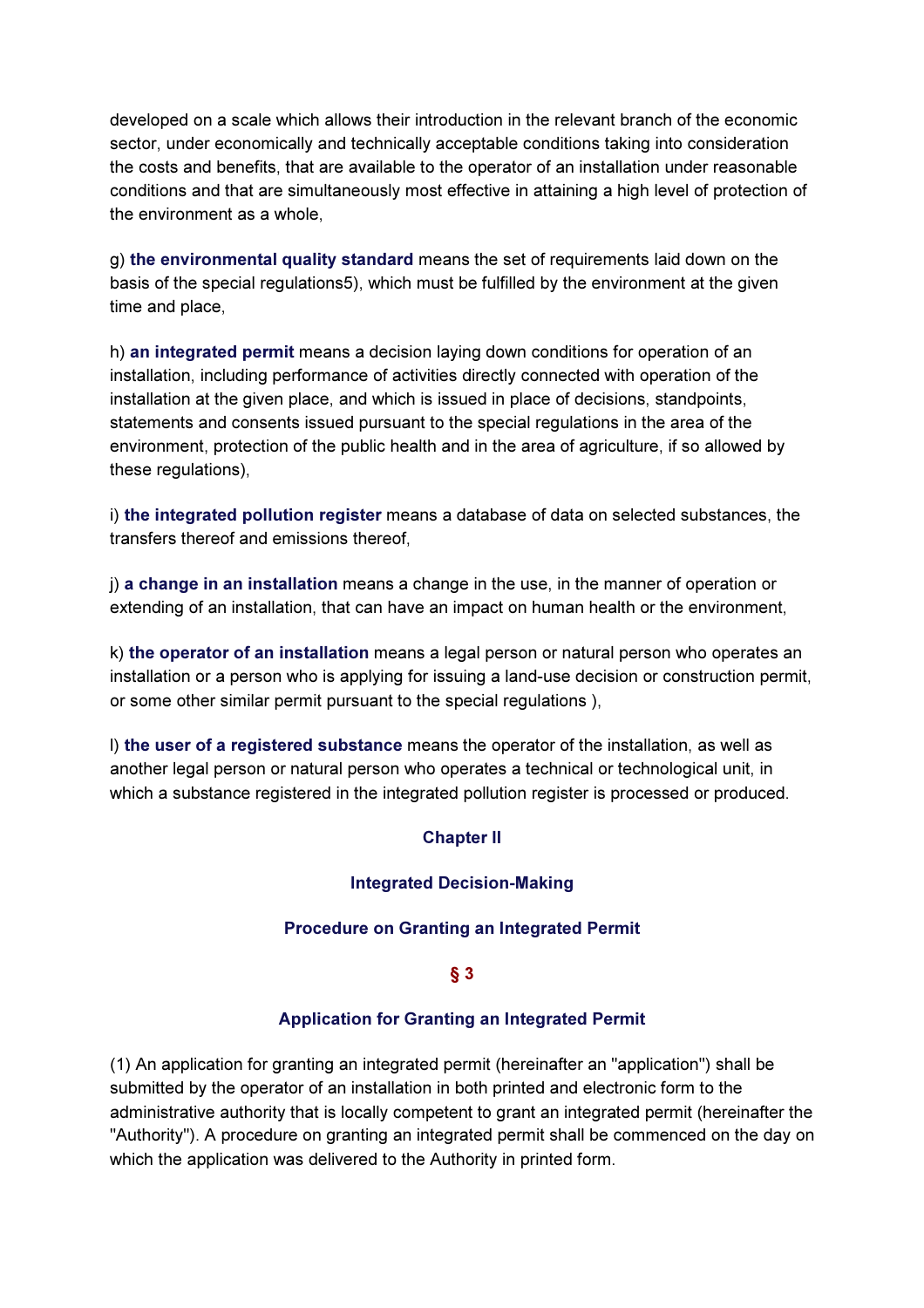developed on a scale which allows their introduction in the relevant branch of the economic sector, under economically and technically acceptable conditions taking into consideration the costs and benefits, that are available to the operator of an installation under reasonable conditions and that are simultaneously most effective in attaining a high level of protection of the environment as a whole,

g) **the environmental quality standard** means the set of requirements laid down on the basis of the special regulations5), which must be fulfilled by the environment at the given time and place,

h) **an integrated permit** means a decision laying down conditions for operation of an installation, including performance of activities directly connected with operation of the installation at the given place, and which is issued in place of decisions, standpoints, statements and consents issued pursuant to the special regulations in the area of the environment, protection of the public health and in the area of agriculture, if so allowed by these regulations),

i) **the integrated pollution register** means a database of data on selected substances, the transfers thereof and emissions thereof,

j) **a change in an installation** means a change in the use, in the manner of operation or extending of an installation, that can have an impact on human health or the environment,

k) **the operator of an installation** means a legal person or natural person who operates an installation or a person who is applying for issuing a land-use decision or construction permit, or some other similar permit pursuant to the special regulations ),

l) **the user of a registered substance** means the operator of the installation, as well as another legal person or natural person who operates a technical or technological unit, in which a substance registered in the integrated pollution register is processed or produced.

## Chapter II

## Integrated Decision-Making

### Procedure on Granting an Integrated Permit

### § 3

### Application for Granting an Integrated Permit

(1) An application for granting an integrated permit (hereinafter an "application") shall be submitted by the operator of an installation in both printed and electronic form to the administrative authority that is locally competent to grant an integrated permit (hereinafter the "Authority"). A procedure on granting an integrated permit shall be commenced on the day on which the application was delivered to the Authority in printed form.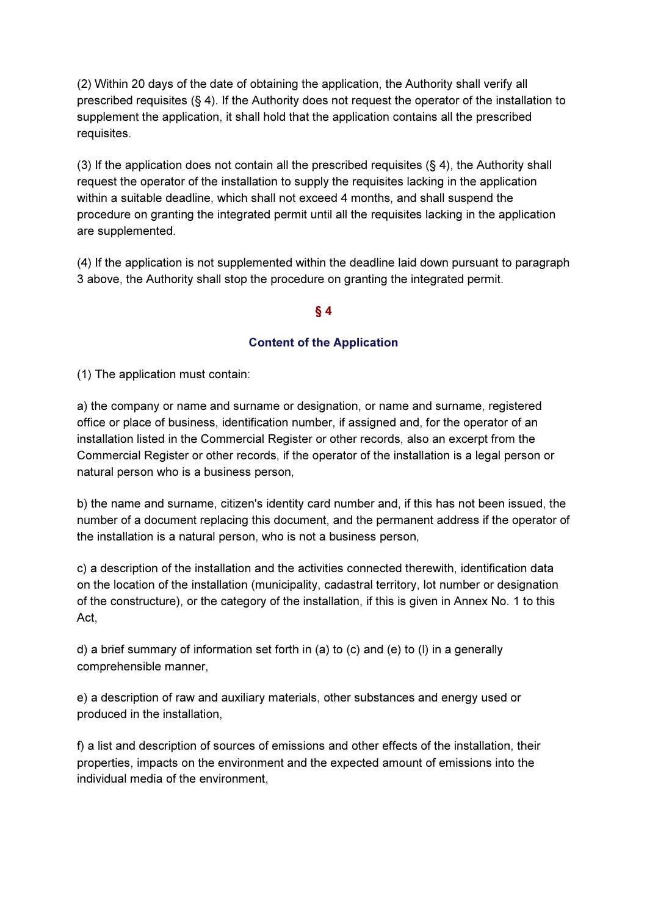(2) Within 20 days of the date of obtaining the application, the Authority shall verify all prescribed requisites (§ 4). If the Authority does not request the operator of the installation to supplement the application, it shall hold that the application contains all the prescribed requisites.

(3) If the application does not contain all the prescribed requisites (§ 4), the Authority shall request the operator of the installation to supply the requisites lacking in the application within a suitable deadline, which shall not exceed 4 months, and shall suspend the procedure on granting the integrated permit until all the requisites lacking in the application are supplemented.

(4) If the application is not supplemented within the deadline laid down pursuant to paragraph 3 above, the Authority shall stop the procedure on granting the integrated permit.

## § 4

### Content of the Application

(1) The application must contain:

a) the company or name and surname or designation, or name and surname, registered office or place of business, identification number, if assigned and, for the operator of an installation listed in the Commercial Register or other records, also an excerpt from the Commercial Register or other records, if the operator of the installation is a legal person or natural person who is a business person,

b) the name and surname, citizen's identity card number and, if this has not been issued, the number of a document replacing this document, and the permanent address if the operator of the installation is a natural person, who is not a business person,

c) a description of the installation and the activities connected therewith, identification data on the location of the installation (municipality, cadastral territory, lot number or designation of the constructure), or the category of the installation, if this is given in Annex No. 1 to this Act,

d) a brief summary of information set forth in (a) to (c) and (e) to (l) in a generally comprehensible manner,

e) a description of raw and auxiliary materials, other substances and energy used or produced in the installation,

f) a list and description of sources of emissions and other effects of the installation, their properties, impacts on the environment and the expected amount of emissions into the individual media of the environment,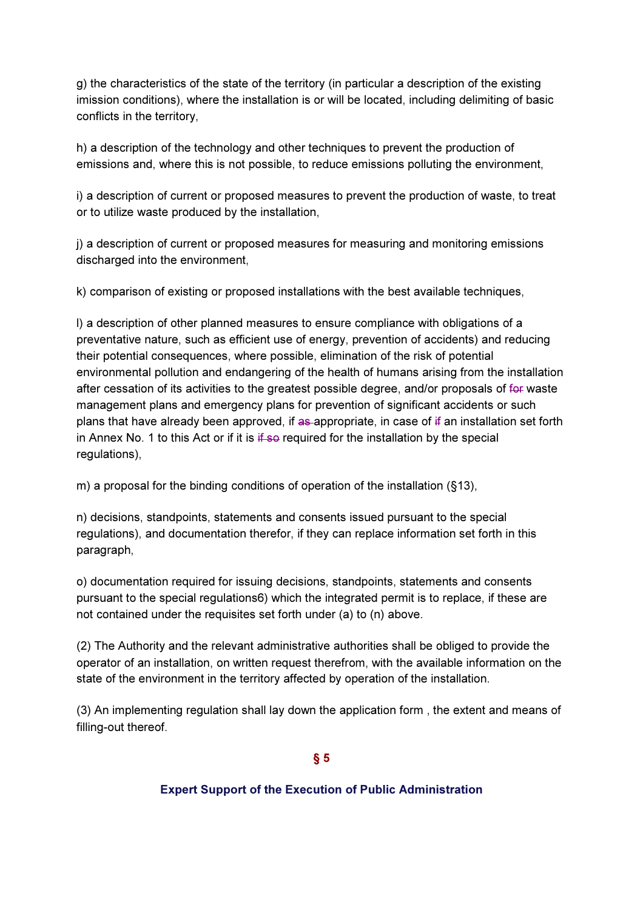g) the characteristics of the state of the territory (in particular a description of the existing imission conditions), where the installation is or will be located, including delimiting of basic conflicts in the territory,

h) a description of the technology and other techniques to prevent the production of emissions and, where this is not possible, to reduce emissions polluting the environment,

i) a description of current or proposed measures to prevent the production of waste, to treat or to utilize waste produced by the installation,

j) a description of current or proposed measures for measuring and monitoring emissions discharged into the environment,

k) comparison of existing or proposed installations with the best available techniques,

l) a description of other planned measures to ensure compliance with obligations of a preventative nature, such as efficient use of energy, prevention of accidents) and reducing their potential consequences, where possible, elimination of the risk of potential environmental pollution and endangering of the health of humans arising from the installation after cessation of its activities to the greatest possible degree, and/or proposals of ~~for~~ waste management plans and emergency plans for prevention of significant accidents or such plans that have already been approved, if ~~as~~ appropriate, in case of ~~if~~ an installation set forth in Annex No. 1 to this Act or if it is ~~if so~~ required for the installation by the special regulations),

m) a proposal for the binding conditions of operation of the installation (§13),

n) decisions, standpoints, statements and consents issued pursuant to the special regulations), and documentation therefor, if they can replace information set forth in this paragraph,

o) documentation required for issuing decisions, standpoints, statements and consents pursuant to the special regulations6) which the integrated permit is to replace, if these are not contained under the requisites set forth under (a) to (n) above.

(2) The Authority and the relevant administrative authorities shall be obliged to provide the operator of an installation, on written request therefrom, with the available information on the state of the environment in the territory affected by operation of the installation.

(3) An implementing regulation shall lay down the application form , the extent and means of filling-out thereof.

## § 5

### Expert Support of the Execution of Public Administration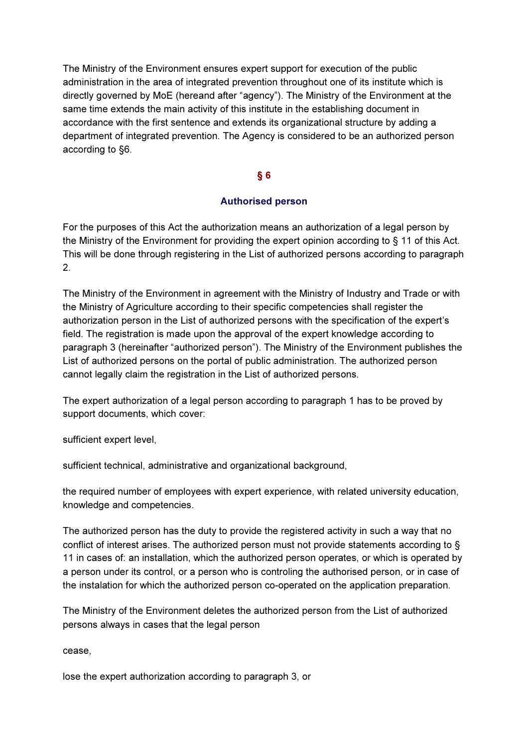The Ministry of the Environment ensures expert support for execution of the public administration in the area of integrated prevention throughout one of its institute which is directly governed by MoE (hereand after "agency"). The Ministry of the Environment at the same time extends the main activity of this institute in the establishing document in accordance with the first sentence and extends its organizational structure by adding a department of integrated prevention. The Agency is considered to be an authorized person according to §6.

## § 6

### Authorised person

For the purposes of this Act the authorization means an authorization of a legal person by the Ministry of the Environment for providing the expert opinion according to § 11 of this Act. This will be done through registering in the List of authorized persons according to paragraph 2.

The Ministry of the Environment in agreement with the Ministry of Industry and Trade or with the Ministry of Agriculture according to their specific competencies shall register the authorization person in the List of authorized persons with the specification of the expert's field. The registration is made upon the approval of the expert knowledge according to paragraph 3 (hereinafter "authorized person"). The Ministry of the Environment publishes the List of authorized persons on the portal of public administration. The authorized person cannot legally claim the registration in the List of authorized persons.

The expert authorization of a legal person according to paragraph 1 has to be proved by support documents, which cover:

sufficient expert level,

sufficient technical, administrative and organizational background,

the required number of employees with expert experience, with related university education, knowledge and competencies.

The authorized person has the duty to provide the registered activity in such a way that no conflict of interest arises. The authorized person must not provide statements according to § 11 in cases of: an installation, which the authorized person operates, or which is operated by a person under its control, or a person who is controling the authorised person, or in case of the instalation for which the authorized person co-operated on the application preparation.

The Ministry of the Environment deletes the authorized person from the List of authorized persons always in cases that the legal person

cease,

lose the expert authorization according to paragraph 3, or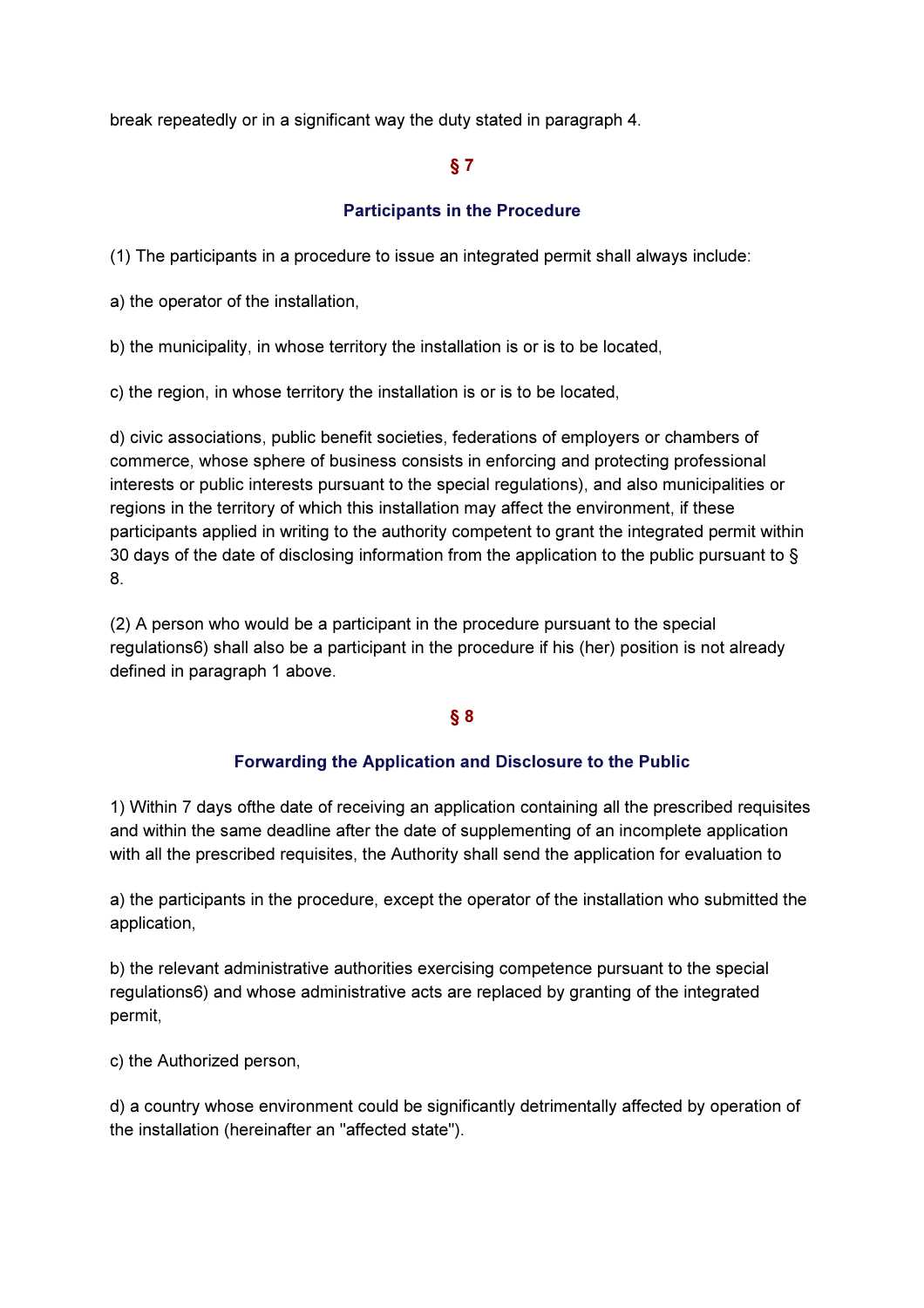break repeatedly or in a significant way the duty stated in paragraph 4.

## § 7

### Participants in the Procedure

(1) The participants in a procedure to issue an integrated permit shall always include:

a) the operator of the installation,

b) the municipality, in whose territory the installation is or is to be located,

c) the region, in whose territory the installation is or is to be located,

d) civic associations, public benefit societies, federations of employers or chambers of commerce, whose sphere of business consists in enforcing and protecting professional interests or public interests pursuant to the special regulations), and also municipalities or regions in the territory of which this installation may affect the environment, if these participants applied in writing to the authority competent to grant the integrated permit within 30 days of the date of disclosing information from the application to the public pursuant to § 8.

(2) A person who would be a participant in the procedure pursuant to the special regulations6) shall also be a participant in the procedure if his (her) position is not already defined in paragraph 1 above.

## § 8

### Forwarding the Application and Disclosure to the Public

1) Within 7 days ofthe date of receiving an application containing all the prescribed requisites and within the same deadline after the date of supplementing of an incomplete application with all the prescribed requisites, the Authority shall send the application for evaluation to

a) the participants in the procedure, except the operator of the installation who submitted the application,

b) the relevant administrative authorities exercising competence pursuant to the special regulations6) and whose administrative acts are replaced by granting of the integrated permit,

c) the Authorized person,

d) a country whose environment could be significantly detrimentally affected by operation of the installation (hereinafter an "affected state").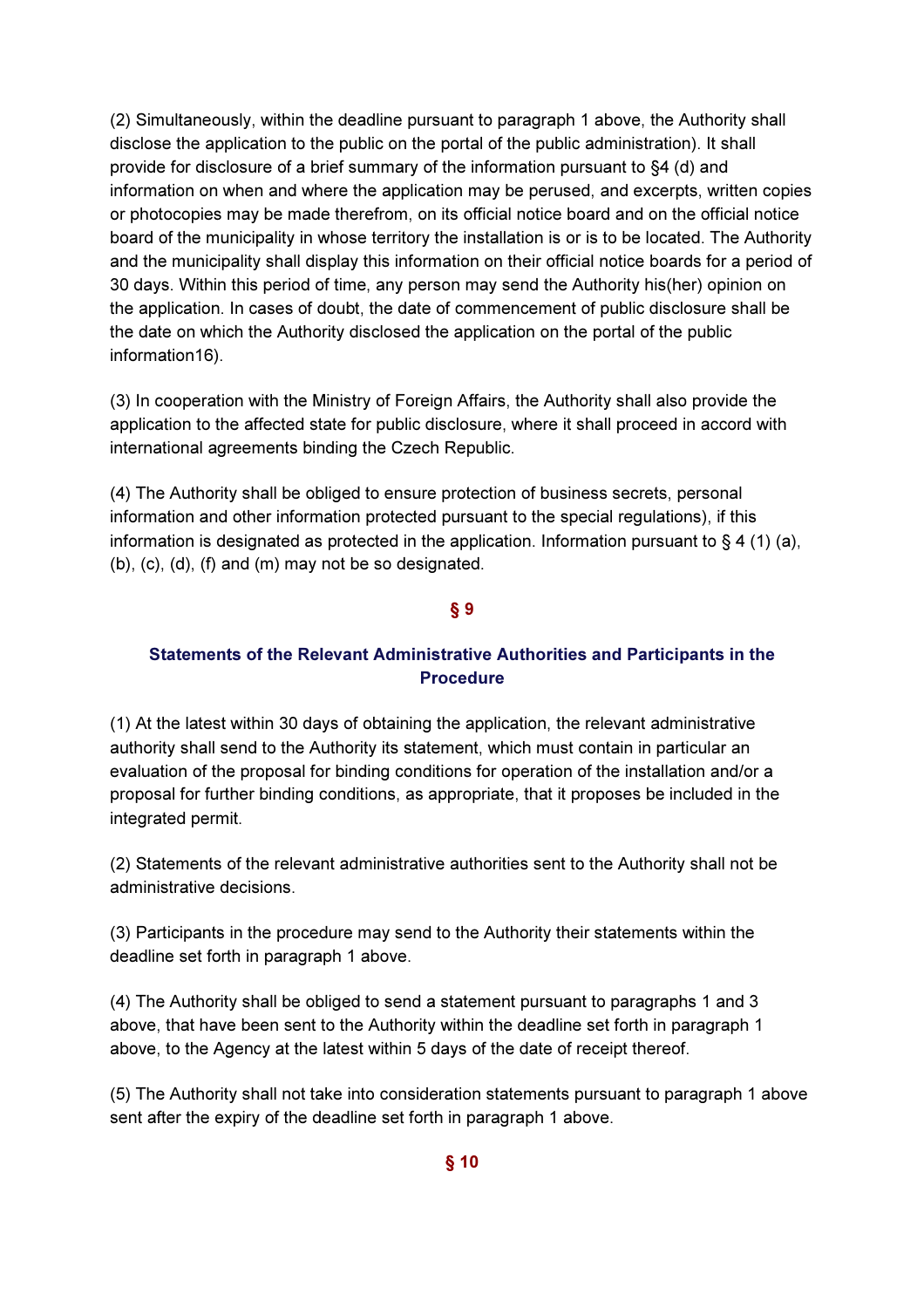(2) Simultaneously, within the deadline pursuant to paragraph 1 above, the Authority shall disclose the application to the public on the portal of the public administration). It shall provide for disclosure of a brief summary of the information pursuant to §4 (d) and information on when and where the application may be perused, and excerpts, written copies or photocopies may be made therefrom, on its official notice board and on the official notice board of the municipality in whose territory the installation is or is to be located. The Authority and the municipality shall display this information on their official notice boards for a period of 30 days. Within this period of time, any person may send the Authority his(her) opinion on the application. In cases of doubt, the date of commencement of public disclosure shall be the date on which the Authority disclosed the application on the portal of the public information16).

(3) In cooperation with the Ministry of Foreign Affairs, the Authority shall also provide the application to the affected state for public disclosure, where it shall proceed in accord with international agreements binding the Czech Republic.

(4) The Authority shall be obliged to ensure protection of business secrets, personal information and other information protected pursuant to the special regulations), if this information is designated as protected in the application. Information pursuant to § 4 (1) (a), (b), (c), (d), (f) and (m) may not be so designated.

## § 9

### Statements of the Relevant Administrative Authorities and Participants in the Procedure

(1) At the latest within 30 days of obtaining the application, the relevant administrative authority shall send to the Authority its statement, which must contain in particular an evaluation of the proposal for binding conditions for operation of the installation and/or a proposal for further binding conditions, as appropriate, that it proposes be included in the integrated permit.

(2) Statements of the relevant administrative authorities sent to the Authority shall not be administrative decisions.

(3) Participants in the procedure may send to the Authority their statements within the deadline set forth in paragraph 1 above.

(4) The Authority shall be obliged to send a statement pursuant to paragraphs 1 and 3 above, that have been sent to the Authority within the deadline set forth in paragraph 1 above, to the Agency at the latest within 5 days of the date of receipt thereof.

(5) The Authority shall not take into consideration statements pursuant to paragraph 1 above sent after the expiry of the deadline set forth in paragraph 1 above.

## § 10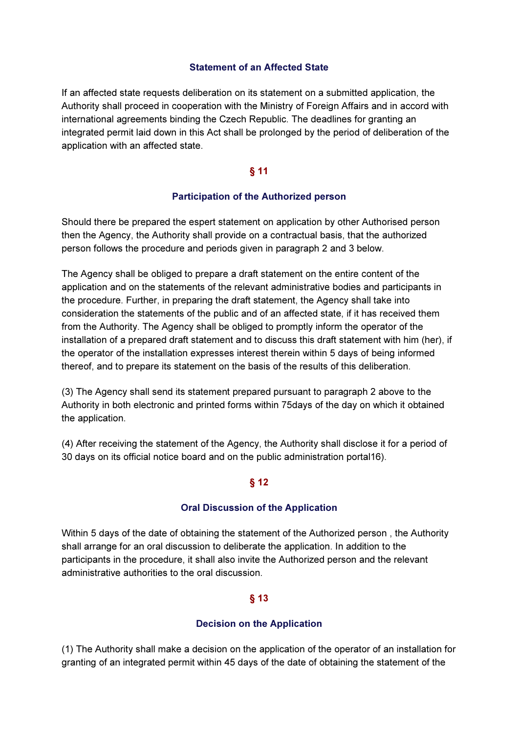### Statement of an Affected State

If an affected state requests deliberation on its statement on a submitted application, the Authority shall proceed in cooperation with the Ministry of Foreign Affairs and in accord with international agreements binding the Czech Republic. The deadlines for granting an integrated permit laid down in this Act shall be prolonged by the period of deliberation of the application with an affected state.

## § 11

### Participation of the Authorized person

Should there be prepared the espert statement on application by other Authorised person then the Agency, the Authority shall provide on a contractual basis, that the authorized person follows the procedure and periods given in paragraph 2 and 3 below.

The Agency shall be obliged to prepare a draft statement on the entire content of the application and on the statements of the relevant administrative bodies and participants in the procedure. Further, in preparing the draft statement, the Agency shall take into consideration the statements of the public and of an affected state, if it has received them from the Authority. The Agency shall be obliged to promptly inform the operator of the installation of a prepared draft statement and to discuss this draft statement with him (her), if the operator of the installation expresses interest therein within 5 days of being informed thereof, and to prepare its statement on the basis of the results of this deliberation.

(3) The Agency shall send its statement prepared pursuant to paragraph 2 above to the Authority in both electronic and printed forms within 75days of the day on which it obtained the application.

(4) After receiving the statement of the Agency, the Authority shall disclose it for a period of 30 days on its official notice board and on the public administration portal16).

## § 12

### Oral Discussion of the Application

Within 5 days of the date of obtaining the statement of the Authorized person , the Authority shall arrange for an oral discussion to deliberate the application. In addition to the participants in the procedure, it shall also invite the Authorized person and the relevant administrative authorities to the oral discussion.

## § 13

### Decision on the Application

(1) The Authority shall make a decision on the application of the operator of an installation for granting of an integrated permit within 45 days of the date of obtaining the statement of the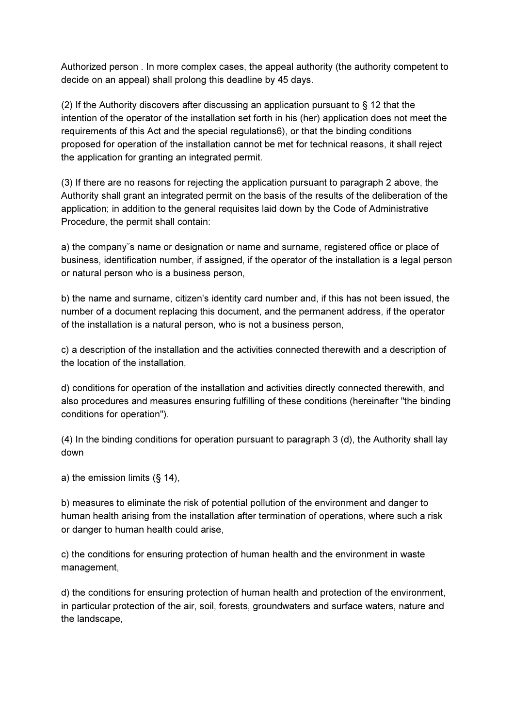Authorized person . In more complex cases, the appeal authority (the authority competent to decide on an appeal) shall prolong this deadline by 45 days.

(2) If the Authority discovers after discussing an application pursuant to § 12 that the intention of the operator of the installation set forth in his (her) application does not meet the requirements of this Act and the special regulations6), or that the binding conditions proposed for operation of the installation cannot be met for technical reasons, it shall reject the application for granting an integrated permit.

(3) If there are no reasons for rejecting the application pursuant to paragraph 2 above, the Authority shall grant an integrated permit on the basis of the results of the deliberation of the application; in addition to the general requisites laid down by the Code of Administrative Procedure, the permit shall contain:

a) the company˘s name or designation or name and surname, registered office or place of business, identification number, if assigned, if the operator of the installation is a legal person or natural person who is a business person,

b) the name and surname, citizen's identity card number and, if this has not been issued, the number of a document replacing this document, and the permanent address, if the operator of the installation is a natural person, who is not a business person,

c) a description of the installation and the activities connected therewith and a description of the location of the installation,

d) conditions for operation of the installation and activities directly connected therewith, and also procedures and measures ensuring fulfilling of these conditions (hereinafter "the binding conditions for operation").

(4) In the binding conditions for operation pursuant to paragraph 3 (d), the Authority shall lay down

a) the emission limits (§ 14),

b) measures to eliminate the risk of potential pollution of the environment and danger to human health arising from the installation after termination of operations, where such a risk or danger to human health could arise,

c) the conditions for ensuring protection of human health and the environment in waste management,

d) the conditions for ensuring protection of human health and protection of the environment, in particular protection of the air, soil, forests, groundwaters and surface waters, nature and the landscape,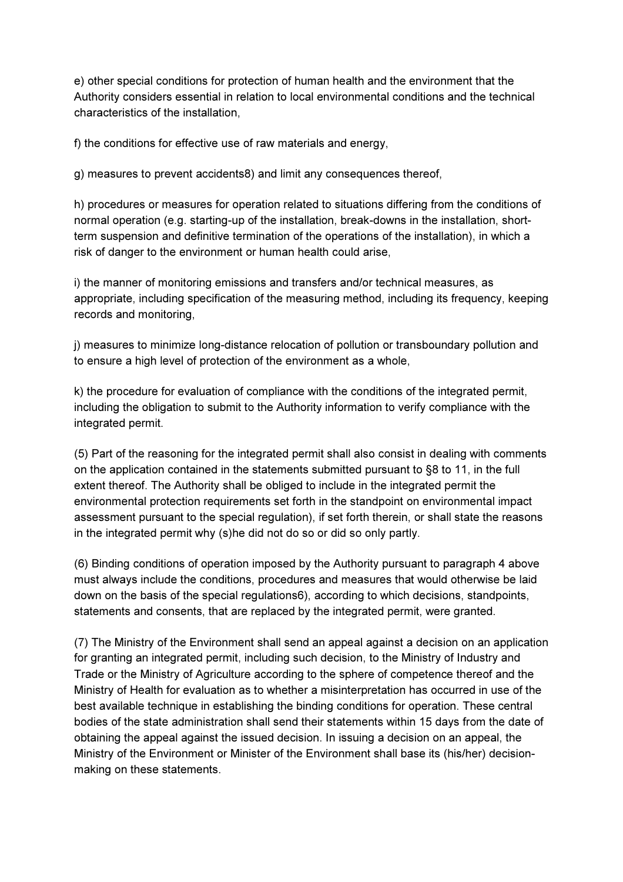e) other special conditions for protection of human health and the environment that the Authority considers essential in relation to local environmental conditions and the technical characteristics of the installation,

f) the conditions for effective use of raw materials and energy,

g) measures to prevent accidents8) and limit any consequences thereof,

h) procedures or measures for operation related to situations differing from the conditions of normal operation (e.g. starting-up of the installation, break-downs in the installation, short-term suspension and definitive termination of the operations of the installation), in which a risk of danger to the environment or human health could arise,

i) the manner of monitoring emissions and transfers and/or technical measures, as appropriate, including specification of the measuring method, including its frequency, keeping records and monitoring,

j) measures to minimize long-distance relocation of pollution or transboundary pollution and to ensure a high level of protection of the environment as a whole,

k) the procedure for evaluation of compliance with the conditions of the integrated permit, including the obligation to submit to the Authority information to verify compliance with the integrated permit.

(5) Part of the reasoning for the integrated permit shall also consist in dealing with comments on the application contained in the statements submitted pursuant to §8 to 11, in the full extent thereof. The Authority shall be obliged to include in the integrated permit the environmental protection requirements set forth in the standpoint on environmental impact assessment pursuant to the special regulation), if set forth therein, or shall state the reasons in the integrated permit why (s)he did not do so or did so only partly.

(6) Binding conditions of operation imposed by the Authority pursuant to paragraph 4 above must always include the conditions, procedures and measures that would otherwise be laid down on the basis of the special regulations6), according to which decisions, standpoints, statements and consents, that are replaced by the integrated permit, were granted.

(7) The Ministry of the Environment shall send an appeal against a decision on an application for granting an integrated permit, including such decision, to the Ministry of Industry and Trade or the Ministry of Agriculture according to the sphere of competence thereof and the Ministry of Health for evaluation as to whether a misinterpretation has occurred in use of the best available technique in establishing the binding conditions for operation. These central bodies of the state administration shall send their statements within 15 days from the date of obtaining the appeal against the issued decision. In issuing a decision on an appeal, the Ministry of the Environment or Minister of the Environment shall base its (his/her) decision-making on these statements.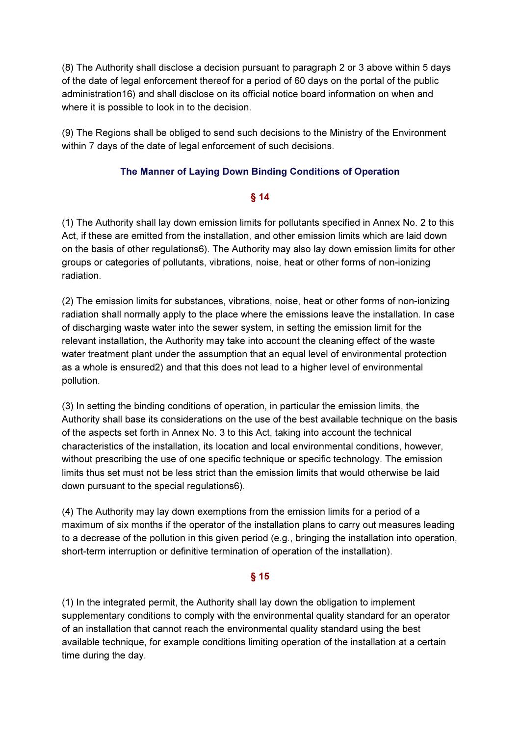(8) The Authority shall disclose a decision pursuant to paragraph 2 or 3 above within 5 days of the date of legal enforcement thereof for a period of 60 days on the portal of the public administration16) and shall disclose on its official notice board information on when and where it is possible to look in to the decision.

(9) The Regions shall be obliged to send such decisions to the Ministry of the Environment within 7 days of the date of legal enforcement of such decisions.

### The Manner of Laying Down Binding Conditions of Operation

### § 14

(1) The Authority shall lay down emission limits for pollutants specified in Annex No. 2 to this Act, if these are emitted from the installation, and other emission limits which are laid down on the basis of other regulations6). The Authority may also lay down emission limits for other groups or categories of pollutants, vibrations, noise, heat or other forms of non-ionizing radiation.

(2) The emission limits for substances, vibrations, noise, heat or other forms of non-ionizing radiation shall normally apply to the place where the emissions leave the installation. In case of discharging waste water into the sewer system, in setting the emission limit for the relevant installation, the Authority may take into account the cleaning effect of the waste water treatment plant under the assumption that an equal level of environmental protection as a whole is ensured2) and that this does not lead to a higher level of environmental pollution.

(3) In setting the binding conditions of operation, in particular the emission limits, the Authority shall base its considerations on the use of the best available technique on the basis of the aspects set forth in Annex No. 3 to this Act, taking into account the technical characteristics of the installation, its location and local environmental conditions, however, without prescribing the use of one specific technique or specific technology. The emission limits thus set must not be less strict than the emission limits that would otherwise be laid down pursuant to the special regulations6).

(4) The Authority may lay down exemptions from the emission limits for a period of a maximum of six months if the operator of the installation plans to carry out measures leading to a decrease of the pollution in this given period (e.g., bringing the installation into operation, short-term interruption or definitive termination of operation of the installation).

### § 15

(1) In the integrated permit, the Authority shall lay down the obligation to implement supplementary conditions to comply with the environmental quality standard for an operator of an installation that cannot reach the environmental quality standard using the best available technique, for example conditions limiting operation of the installation at a certain time during the day.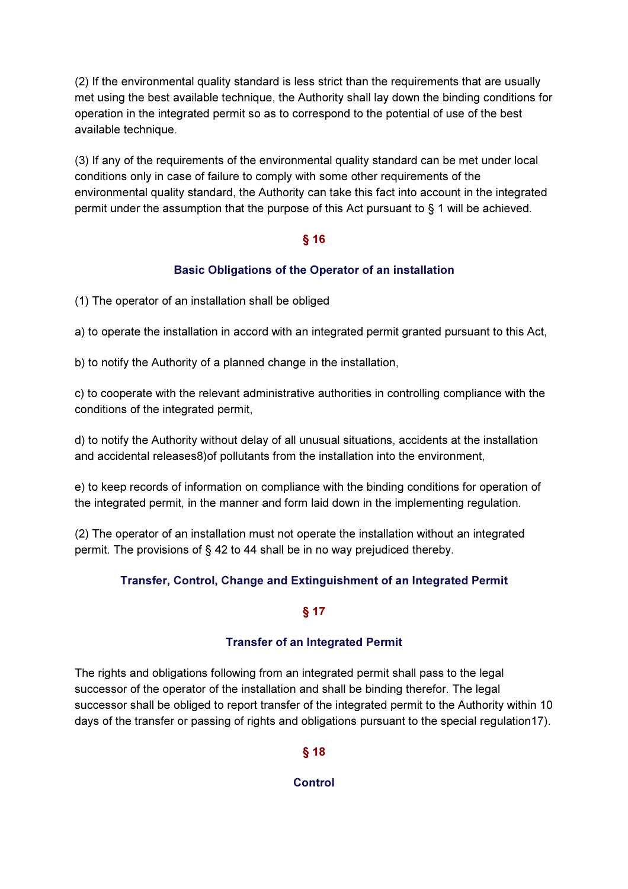(2) If the environmental quality standard is less strict than the requirements that are usually met using the best available technique, the Authority shall lay down the binding conditions for operation in the integrated permit so as to correspond to the potential of use of the best available technique.

(3) If any of the requirements of the environmental quality standard can be met under local conditions only in case of failure to comply with some other requirements of the environmental quality standard, the Authority can take this fact into account in the integrated permit under the assumption that the purpose of this Act pursuant to § 1 will be achieved.

## § 16

### Basic Obligations of the Operator of an installation

(1) The operator of an installation shall be obliged

a) to operate the installation in accord with an integrated permit granted pursuant to this Act,

b) to notify the Authority of a planned change in the installation,

c) to cooperate with the relevant administrative authorities in controlling compliance with the conditions of the integrated permit,

d) to notify the Authority without delay of all unusual situations, accidents at the installation and accidental releases8)of pollutants from the installation into the environment,

e) to keep records of information on compliance with the binding conditions for operation of the integrated permit, in the manner and form laid down in the implementing regulation.

(2) The operator of an installation must not operate the installation without an integrated permit. The provisions of § 42 to 44 shall be in no way prejudiced thereby.

### Transfer, Control, Change and Extinguishment of an Integrated Permit

## § 17

### Transfer of an Integrated Permit

The rights and obligations following from an integrated permit shall pass to the legal successor of the operator of the installation and shall be binding therefor. The legal successor shall be obliged to report transfer of the integrated permit to the Authority within 10 days of the transfer or passing of rights and obligations pursuant to the special regulation17).

## § 18

### Control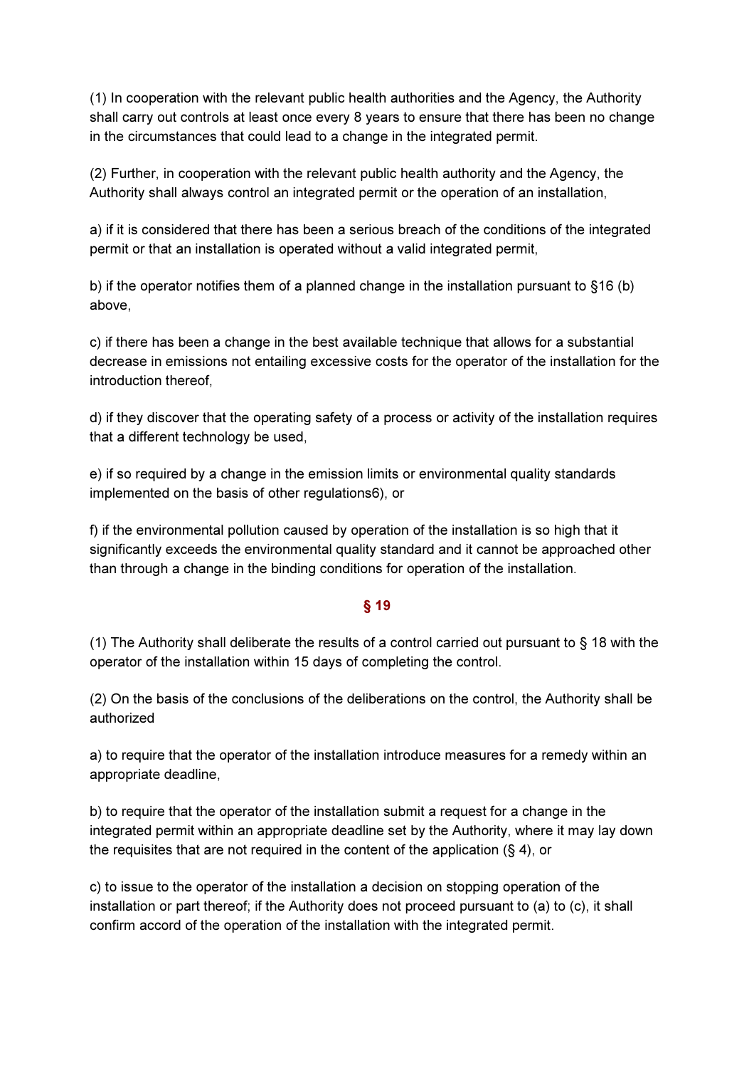(1) In cooperation with the relevant public health authorities and the Agency, the Authority shall carry out controls at least once every 8 years to ensure that there has been no change in the circumstances that could lead to a change in the integrated permit.

(2) Further, in cooperation with the relevant public health authority and the Agency, the Authority shall always control an integrated permit or the operation of an installation,

a) if it is considered that there has been a serious breach of the conditions of the integrated permit or that an installation is operated without a valid integrated permit,

b) if the operator notifies them of a planned change in the installation pursuant to §16 (b) above,

c) if there has been a change in the best available technique that allows for a substantial decrease in emissions not entailing excessive costs for the operator of the installation for the introduction thereof,

d) if they discover that the operating safety of a process or activity of the installation requires that a different technology be used,

e) if so required by a change in the emission limits or environmental quality standards implemented on the basis of other regulations6), or

f) if the environmental pollution caused by operation of the installation is so high that it significantly exceeds the environmental quality standard and it cannot be approached other than through a change in the binding conditions for operation of the installation.

## § 19

(1) The Authority shall deliberate the results of a control carried out pursuant to § 18 with the operator of the installation within 15 days of completing the control.

(2) On the basis of the conclusions of the deliberations on the control, the Authority shall be authorized

a) to require that the operator of the installation introduce measures for a remedy within an appropriate deadline,

b) to require that the operator of the installation submit a request for a change in the integrated permit within an appropriate deadline set by the Authority, where it may lay down the requisites that are not required in the content of the application (§ 4), or

c) to issue to the operator of the installation a decision on stopping operation of the installation or part thereof; if the Authority does not proceed pursuant to (a) to (c), it shall confirm accord of the operation of the installation with the integrated permit.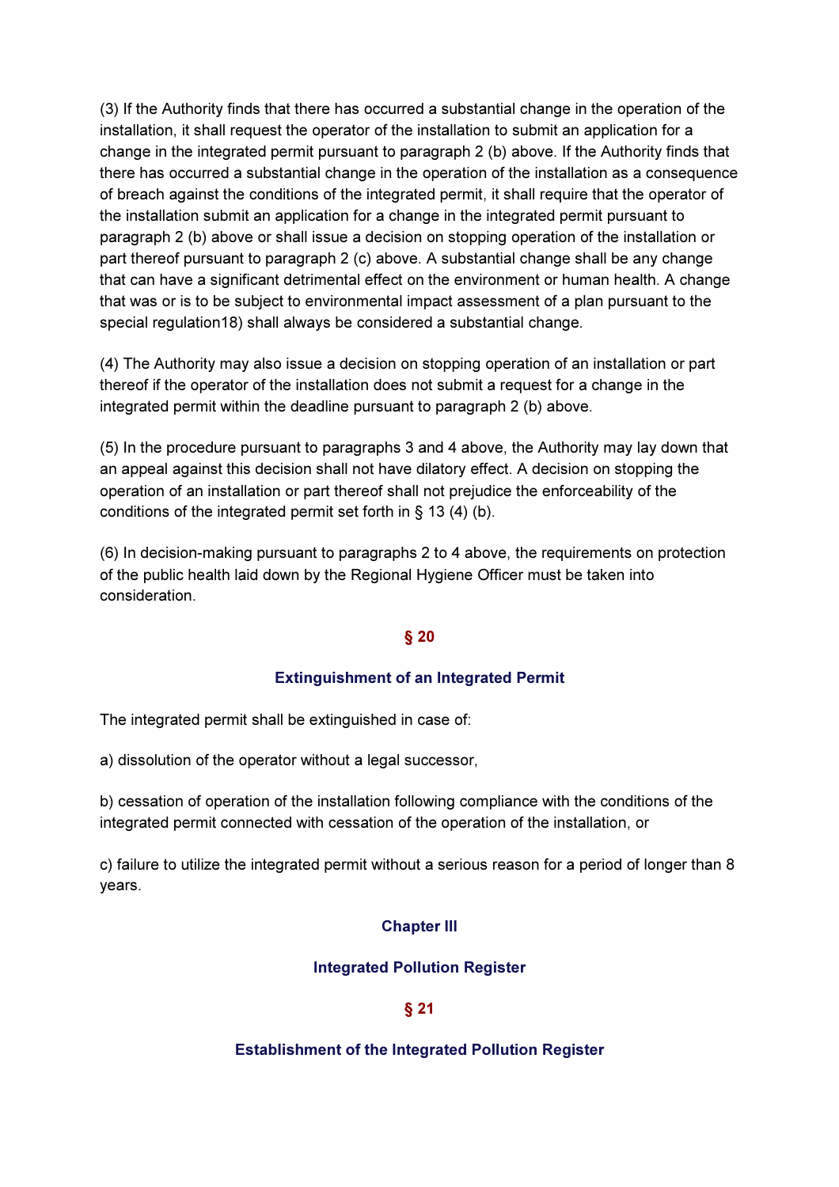(3) If the Authority finds that there has occurred a substantial change in the operation of the installation, it shall request the operator of the installation to submit an application for a change in the integrated permit pursuant to paragraph 2 (b) above. If the Authority finds that there has occurred a substantial change in the operation of the installation as a consequence of breach against the conditions of the integrated permit, it shall require that the operator of the installation submit an application for a change in the integrated permit pursuant to paragraph 2 (b) above or shall issue a decision on stopping operation of the installation or part thereof pursuant to paragraph 2 (c) above. A substantial change shall be any change that can have a significant detrimental effect on the environment or human health. A change that was or is to be subject to environmental impact assessment of a plan pursuant to the special regulation18) shall always be considered a substantial change.

(4) The Authority may also issue a decision on stopping operation of an installation or part thereof if the operator of the installation does not submit a request for a change in the integrated permit within the deadline pursuant to paragraph 2 (b) above.

(5) In the procedure pursuant to paragraphs 3 and 4 above, the Authority may lay down that an appeal against this decision shall not have dilatory effect. A decision on stopping the operation of an installation or part thereof shall not prejudice the enforceability of the conditions of the integrated permit set forth in § 13 (4) (b).

(6) In decision-making pursuant to paragraphs 2 to 4 above, the requirements on protection of the public health laid down by the Regional Hygiene Officer must be taken into consideration.

## § 20

### Extinguishment of an Integrated Permit

The integrated permit shall be extinguished in case of:

a) dissolution of the operator without a legal successor,

b) cessation of operation of the installation following compliance with the conditions of the integrated permit connected with cessation of the operation of the installation, or

c) failure to utilize the integrated permit without a serious reason for a period of longer than 8 years.

## Chapter III

### Integrated Pollution Register

## § 21

### Establishment of the Integrated Pollution Register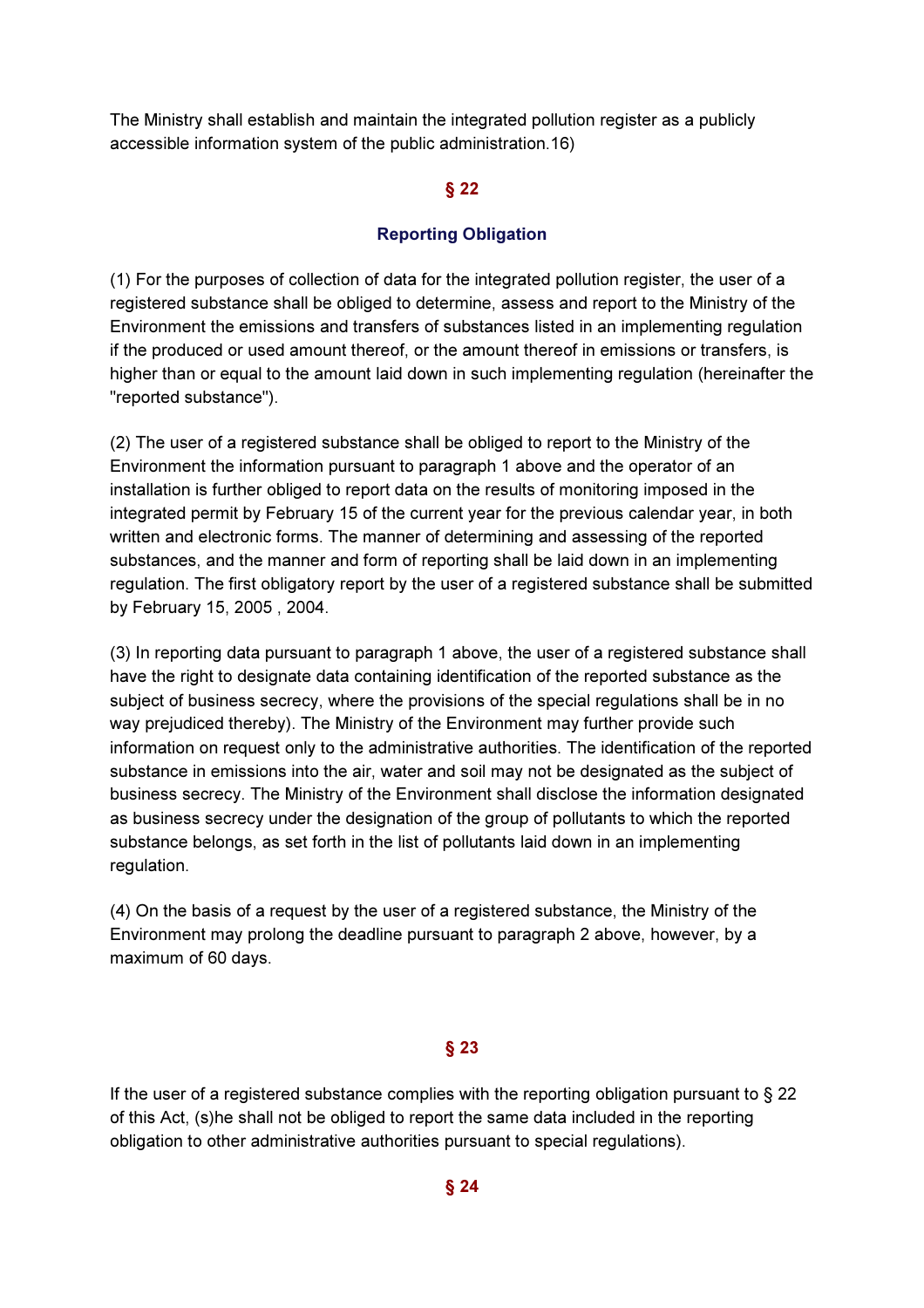The Ministry shall establish and maintain the integrated pollution register as a publicly accessible information system of the public administration.16)

## § 22

### Reporting Obligation

(1) For the purposes of collection of data for the integrated pollution register, the user of a registered substance shall be obliged to determine, assess and report to the Ministry of the Environment the emissions and transfers of substances listed in an implementing regulation if the produced or used amount thereof, or the amount thereof in emissions or transfers, is higher than or equal to the amount laid down in such implementing regulation (hereinafter the "reported substance").

(2) The user of a registered substance shall be obliged to report to the Ministry of the Environment the information pursuant to paragraph 1 above and the operator of an installation is further obliged to report data on the results of monitoring imposed in the integrated permit by February 15 of the current year for the previous calendar year, in both written and electronic forms. The manner of determining and assessing of the reported substances, and the manner and form of reporting shall be laid down in an implementing regulation. The first obligatory report by the user of a registered substance shall be submitted by February 15, 2005 , 2004.

(3) In reporting data pursuant to paragraph 1 above, the user of a registered substance shall have the right to designate data containing identification of the reported substance as the subject of business secrecy, where the provisions of the special regulations shall be in no way prejudiced thereby). The Ministry of the Environment may further provide such information on request only to the administrative authorities. The identification of the reported substance in emissions into the air, water and soil may not be designated as the subject of business secrecy. The Ministry of the Environment shall disclose the information designated as business secrecy under the designation of the group of pollutants to which the reported substance belongs, as set forth in the list of pollutants laid down in an implementing regulation.

(4) On the basis of a request by the user of a registered substance, the Ministry of the Environment may prolong the deadline pursuant to paragraph 2 above, however, by a maximum of 60 days.

## § 23

If the user of a registered substance complies with the reporting obligation pursuant to § 22 of this Act, (s)he shall not be obliged to report the same data included in the reporting obligation to other administrative authorities pursuant to special regulations).

## § 24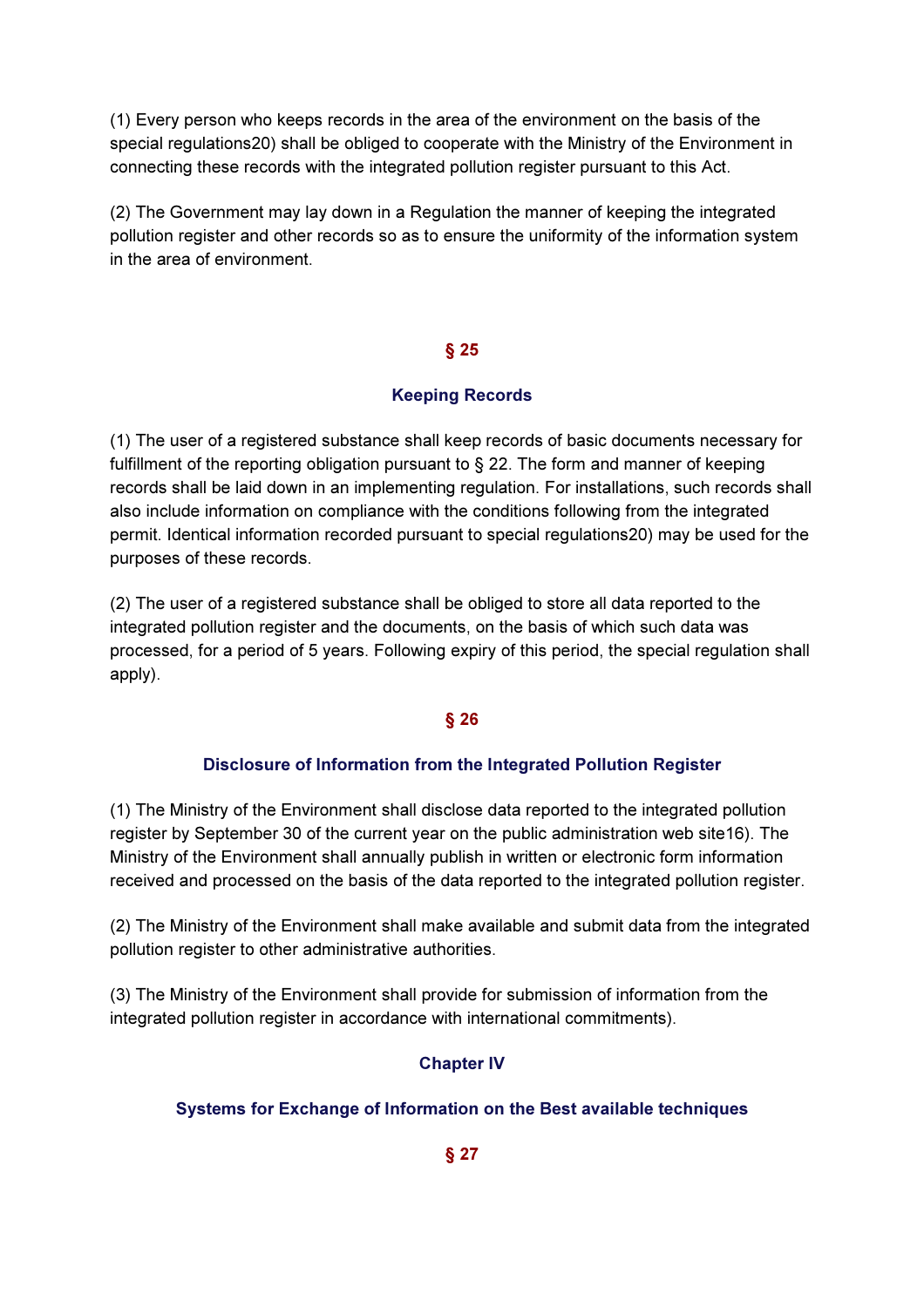(1) Every person who keeps records in the area of the environment on the basis of the special regulations20) shall be obliged to cooperate with the Ministry of the Environment in connecting these records with the integrated pollution register pursuant to this Act.

(2) The Government may lay down in a Regulation the manner of keeping the integrated pollution register and other records so as to ensure the uniformity of the information system in the area of environment.

## § 25

### Keeping Records

(1) The user of a registered substance shall keep records of basic documents necessary for fulfillment of the reporting obligation pursuant to § 22. The form and manner of keeping records shall be laid down in an implementing regulation. For installations, such records shall also include information on compliance with the conditions following from the integrated permit. Identical information recorded pursuant to special regulations20) may be used for the purposes of these records.

(2) The user of a registered substance shall be obliged to store all data reported to the integrated pollution register and the documents, on the basis of which such data was processed, for a period of 5 years. Following expiry of this period, the special regulation shall apply).

## § 26

### Disclosure of Information from the Integrated Pollution Register

(1) The Ministry of the Environment shall disclose data reported to the integrated pollution register by September 30 of the current year on the public administration web site16). The Ministry of the Environment shall annually publish in written or electronic form information received and processed on the basis of the data reported to the integrated pollution register.

(2) The Ministry of the Environment shall make available and submit data from the integrated pollution register to other administrative authorities.

(3) The Ministry of the Environment shall provide for submission of information from the integrated pollution register in accordance with international commitments).

## Chapter IV

### Systems for Exchange of Information on the Best available techniques

## § 27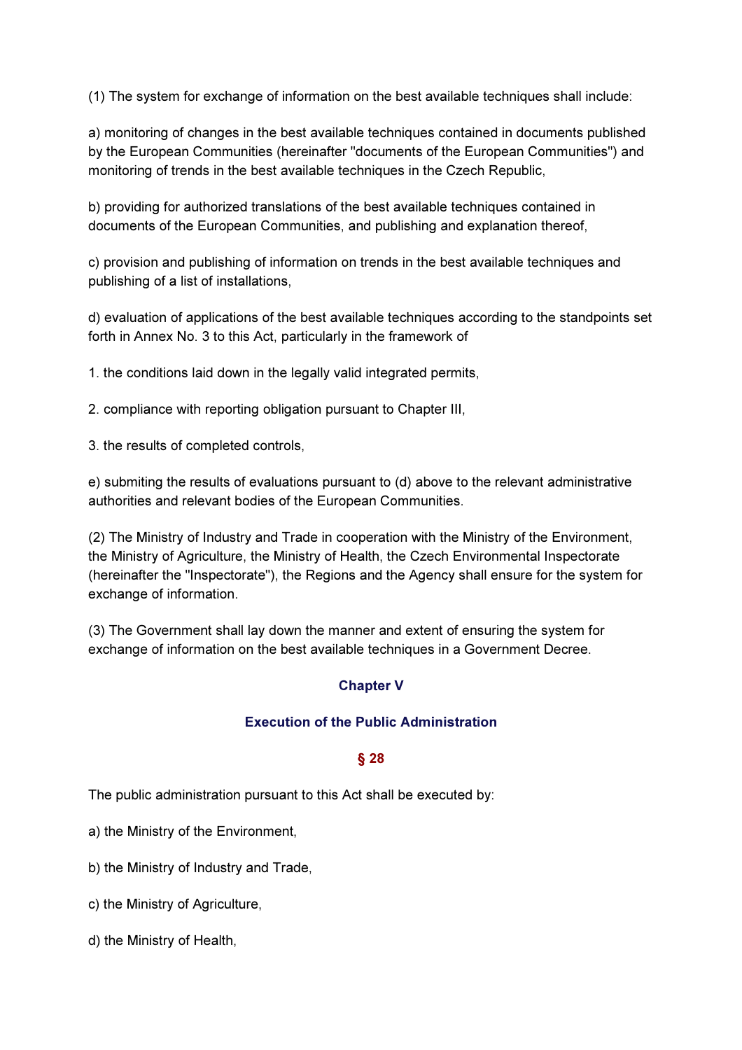(1) The system for exchange of information on the best available techniques shall include:

a) monitoring of changes in the best available techniques contained in documents published by the European Communities (hereinafter "documents of the European Communities") and monitoring of trends in the best available techniques in the Czech Republic,

b) providing for authorized translations of the best available techniques contained in documents of the European Communities, and publishing and explanation thereof,

c) provision and publishing of information on trends in the best available techniques and publishing of a list of installations,

d) evaluation of applications of the best available techniques according to the standpoints set forth in Annex No. 3 to this Act, particularly in the framework of

1. the conditions laid down in the legally valid integrated permits,

2. compliance with reporting obligation pursuant to Chapter III,

3. the results of completed controls,

e) submiting the results of evaluations pursuant to (d) above to the relevant administrative authorities and relevant bodies of the European Communities.

(2) The Ministry of Industry and Trade in cooperation with the Ministry of the Environment, the Ministry of Agriculture, the Ministry of Health, the Czech Environmental Inspectorate (hereinafter the "Inspectorate"), the Regions and the Agency shall ensure for the system for exchange of information.

(3) The Government shall lay down the manner and extent of ensuring the system for exchange of information on the best available techniques in a Government Decree.

## Chapter V

## Execution of the Public Administration

### § 28

The public administration pursuant to this Act shall be executed by:

a) the Ministry of the Environment,

b) the Ministry of Industry and Trade,

c) the Ministry of Agriculture,

d) the Ministry of Health,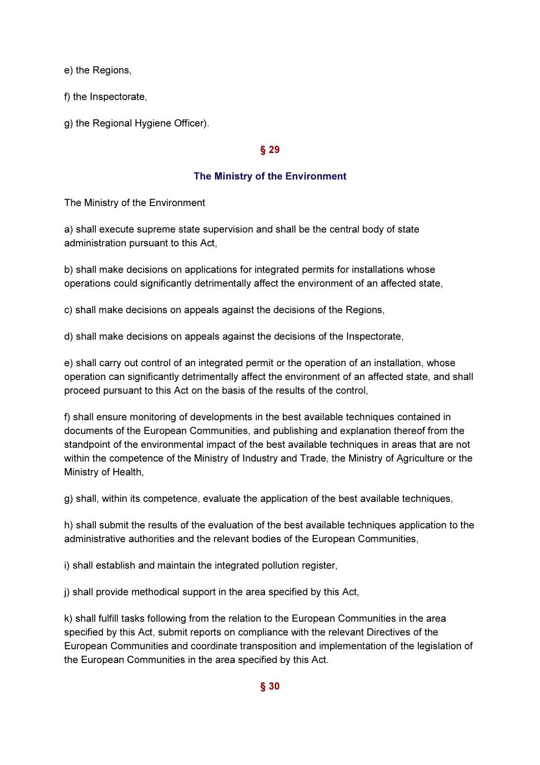e) the Regions,

f) the Inspectorate,

g) the Regional Hygiene Officer).

## § 29

### The Ministry of the Environment

The Ministry of the Environment

a) shall execute supreme state supervision and shall be the central body of state administration pursuant to this Act,

b) shall make decisions on applications for integrated permits for installations whose operations could significantly detrimentally affect the environment of an affected state,

c) shall make decisions on appeals against the decisions of the Regions,

d) shall make decisions on appeals against the decisions of the Inspectorate,

e) shall carry out control of an integrated permit or the operation of an installation, whose operation can significantly detrimentally affect the environment of an affected state, and shall proceed pursuant to this Act on the basis of the results of the control,

f) shall ensure monitoring of developments in the best available techniques contained in documents of the European Communities, and publishing and explanation thereof from the standpoint of the environmental impact of the best available techniques in areas that are not within the competence of the Ministry of Industry and Trade, the Ministry of Agriculture or the Ministry of Health,

g) shall, within its competence, evaluate the application of the best available techniques,

h) shall submit the results of the evaluation of the best available techniques application to the administrative authorities and the relevant bodies of the European Communities,

i) shall establish and maintain the integrated pollution register,

j) shall provide methodical support in the area specified by this Act,

k) shall fulfill tasks following from the relation to the European Communities in the area specified by this Act, submit reports on compliance with the relevant Directives of the European Communities and coordinate transposition and implementation of the legislation of the European Communities in the area specified by this Act.

## § 30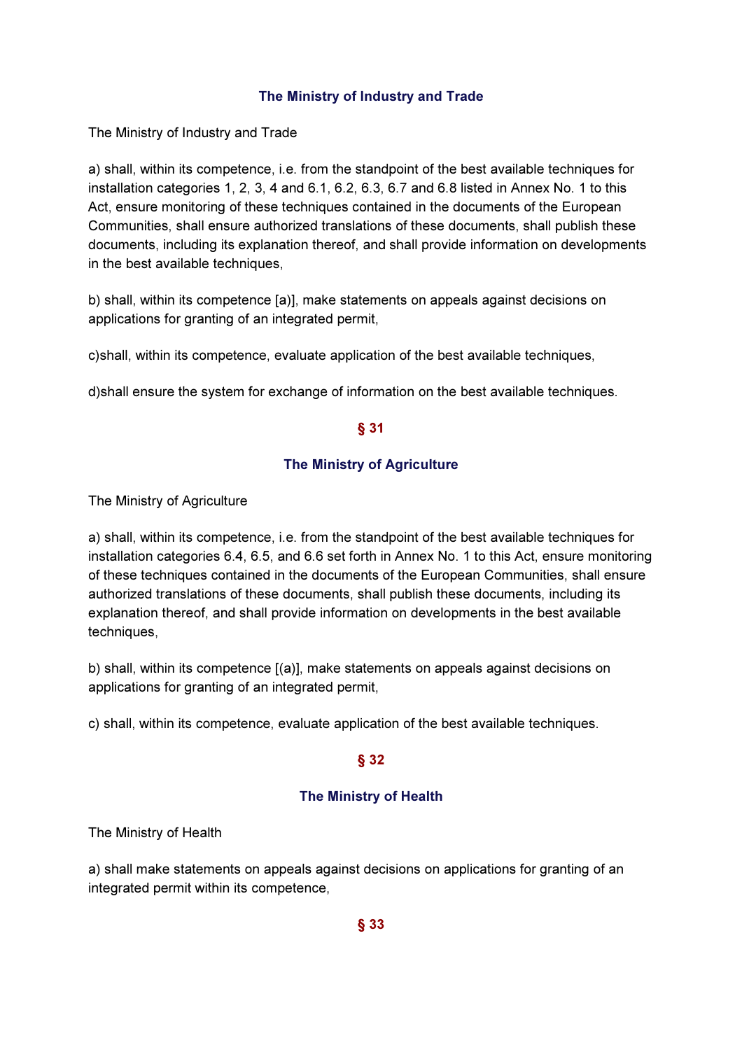### The Ministry of Industry and Trade

The Ministry of Industry and Trade

a) shall, within its competence, i.e. from the standpoint of the best available techniques for installation categories 1, 2, 3, 4 and 6.1, 6.2, 6.3, 6.7 and 6.8 listed in Annex No. 1 to this Act, ensure monitoring of these techniques contained in the documents of the European Communities, shall ensure authorized translations of these documents, shall publish these documents, including its explanation thereof, and shall provide information on developments in the best available techniques,

b) shall, within its competence [a)], make statements on appeals against decisions on applications for granting of an integrated permit,

c)shall, within its competence, evaluate application of the best available techniques,

d)shall ensure the system for exchange of information on the best available techniques.

## § 31

### The Ministry of Agriculture

The Ministry of Agriculture

a) shall, within its competence, i.e. from the standpoint of the best available techniques for installation categories 6.4, 6.5, and 6.6 set forth in Annex No. 1 to this Act, ensure monitoring of these techniques contained in the documents of the European Communities, shall ensure authorized translations of these documents, shall publish these documents, including its explanation thereof, and shall provide information on developments in the best available techniques,

b) shall, within its competence [(a)], make statements on appeals against decisions on applications for granting of an integrated permit,

c) shall, within its competence, evaluate application of the best available techniques.

## § 32

### The Ministry of Health

The Ministry of Health

a) shall make statements on appeals against decisions on applications for granting of an integrated permit within its competence,

## § 33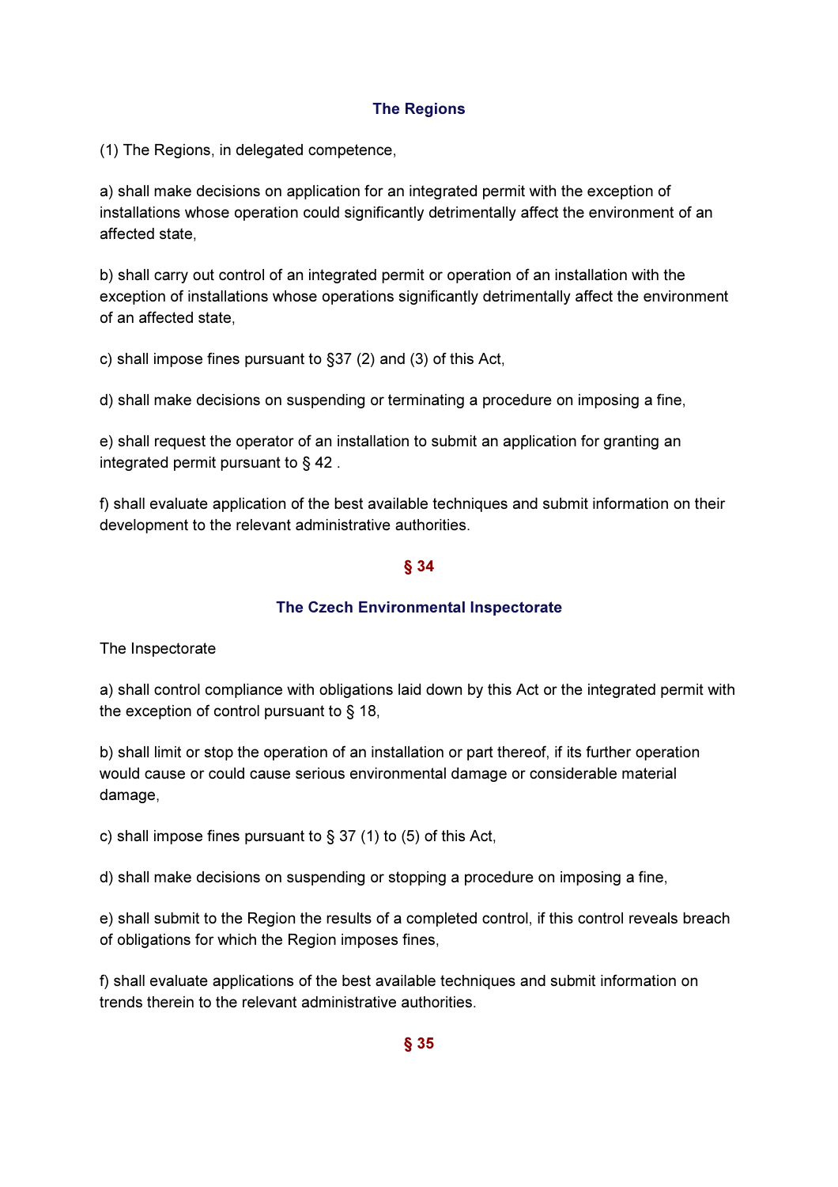### The Regions

(1) The Regions, in delegated competence,

a) shall make decisions on application for an integrated permit with the exception of installations whose operation could significantly detrimentally affect the environment of an affected state,

b) shall carry out control of an integrated permit or operation of an installation with the exception of installations whose operations significantly detrimentally affect the environment of an affected state,

c) shall impose fines pursuant to §37 (2) and (3) of this Act,

d) shall make decisions on suspending or terminating a procedure on imposing a fine,

e) shall request the operator of an installation to submit an application for granting an integrated permit pursuant to § 42 .

f) shall evaluate application of the best available techniques and submit information on their development to the relevant administrative authorities.

## § 34

### The Czech Environmental Inspectorate

The Inspectorate

a) shall control compliance with obligations laid down by this Act or the integrated permit with the exception of control pursuant to § 18,

b) shall limit or stop the operation of an installation or part thereof, if its further operation would cause or could cause serious environmental damage or considerable material damage,

c) shall impose fines pursuant to § 37 (1) to (5) of this Act,

d) shall make decisions on suspending or stopping a procedure on imposing a fine,

e) shall submit to the Region the results of a completed control, if this control reveals breach of obligations for which the Region imposes fines,

f) shall evaluate applications of the best available techniques and submit information on trends therein to the relevant administrative authorities.

## § 35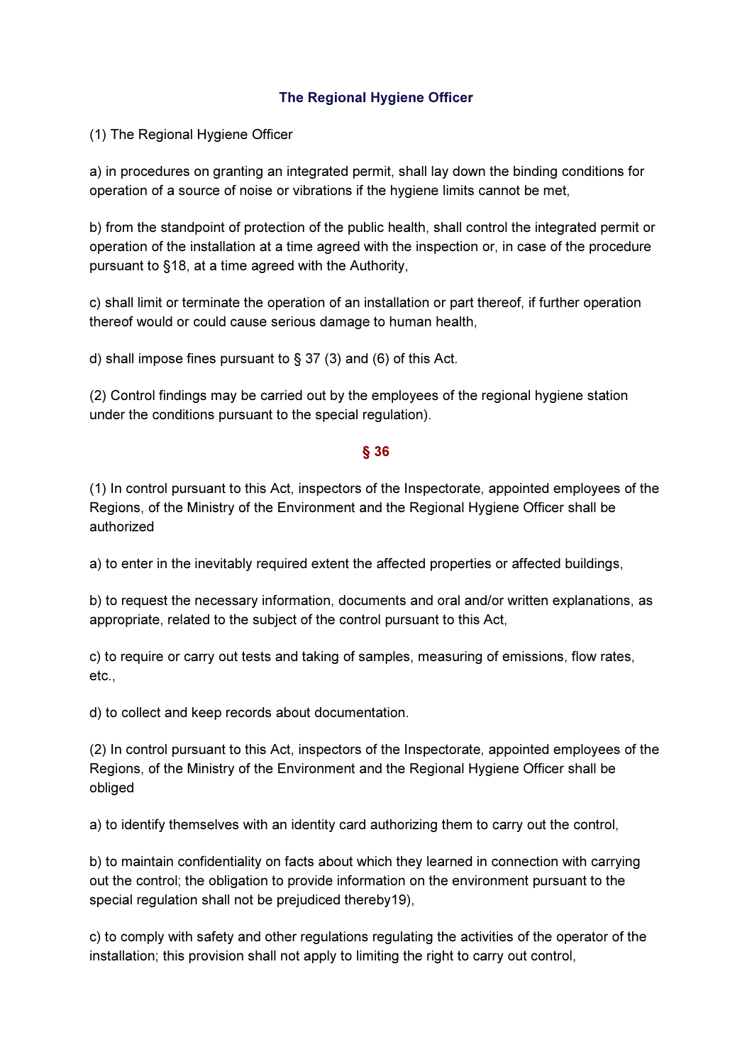## The Regional Hygiene Officer

(1) The Regional Hygiene Officer

a) in procedures on granting an integrated permit, shall lay down the binding conditions for operation of a source of noise or vibrations if the hygiene limits cannot be met,

b) from the standpoint of protection of the public health, shall control the integrated permit or operation of the installation at a time agreed with the inspection or, in case of the procedure pursuant to §18, at a time agreed with the Authority,

c) shall limit or terminate the operation of an installation or part thereof, if further operation thereof would or could cause serious damage to human health,

d) shall impose fines pursuant to § 37 (3) and (6) of this Act.

(2) Control findings may be carried out by the employees of the regional hygiene station under the conditions pursuant to the special regulation).

## § 36

(1) In control pursuant to this Act, inspectors of the Inspectorate, appointed employees of the Regions, of the Ministry of the Environment and the Regional Hygiene Officer shall be authorized

a) to enter in the inevitably required extent the affected properties or affected buildings,

b) to request the necessary information, documents and oral and/or written explanations, as appropriate, related to the subject of the control pursuant to this Act,

c) to require or carry out tests and taking of samples, measuring of emissions, flow rates, etc.,

d) to collect and keep records about documentation.

(2) In control pursuant to this Act, inspectors of the Inspectorate, appointed employees of the Regions, of the Ministry of the Environment and the Regional Hygiene Officer shall be obliged

a) to identify themselves with an identity card authorizing them to carry out the control,

b) to maintain confidentiality on facts about which they learned in connection with carrying out the control; the obligation to provide information on the environment pursuant to the special regulation shall not be prejudiced thereby19),

c) to comply with safety and other regulations regulating the activities of the operator of the installation; this provision shall not apply to limiting the right to carry out control,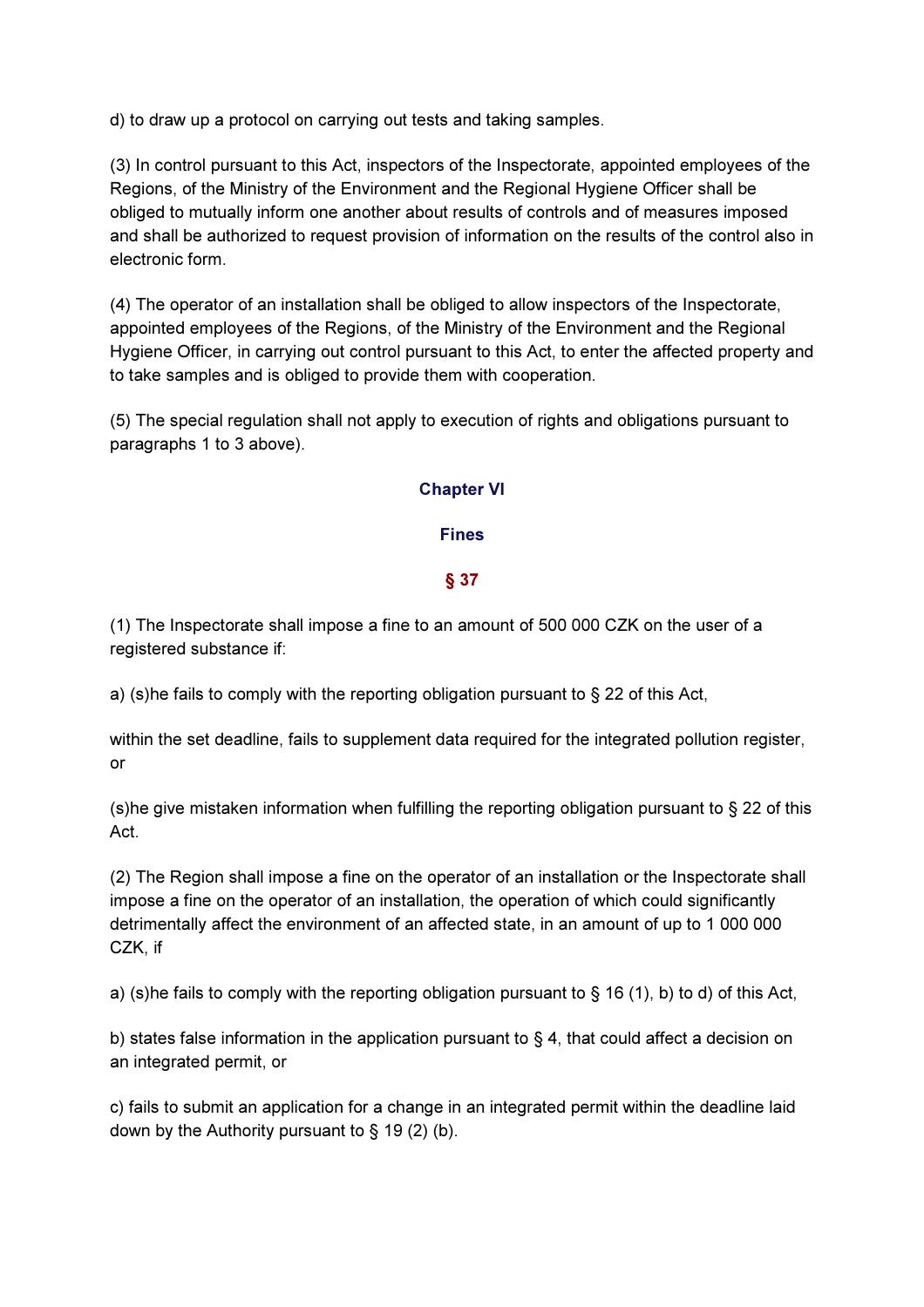d) to draw up a protocol on carrying out tests and taking samples.

(3) In control pursuant to this Act, inspectors of the Inspectorate, appointed employees of the Regions, of the Ministry of the Environment and the Regional Hygiene Officer shall be obliged to mutually inform one another about results of controls and of measures imposed and shall be authorized to request provision of information on the results of the control also in electronic form.

(4) The operator of an installation shall be obliged to allow inspectors of the Inspectorate, appointed employees of the Regions, of the Ministry of the Environment and the Regional Hygiene Officer, in carrying out control pursuant to this Act, to enter the affected property and to take samples and is obliged to provide them with cooperation.

(5) The special regulation shall not apply to execution of rights and obligations pursuant to paragraphs 1 to 3 above).

## Chapter VI

## Fines

### § 37

(1) The Inspectorate shall impose a fine to an amount of 500 000 CZK on the user of a registered substance if:

a) (s)he fails to comply with the reporting obligation pursuant to § 22 of this Act,

within the set deadline, fails to supplement data required for the integrated pollution register, or

(s)he give mistaken information when fulfilling the reporting obligation pursuant to § 22 of this Act.

(2) The Region shall impose a fine on the operator of an installation or the Inspectorate shall impose a fine on the operator of an installation, the operation of which could significantly detrimentally affect the environment of an affected state, in an amount of up to 1 000 000 CZK, if

a) (s)he fails to comply with the reporting obligation pursuant to § 16 (1), b) to d) of this Act,

b) states false information in the application pursuant to § 4, that could affect a decision on an integrated permit, or

c) fails to submit an application for a change in an integrated permit within the deadline laid down by the Authority pursuant to § 19 (2) (b).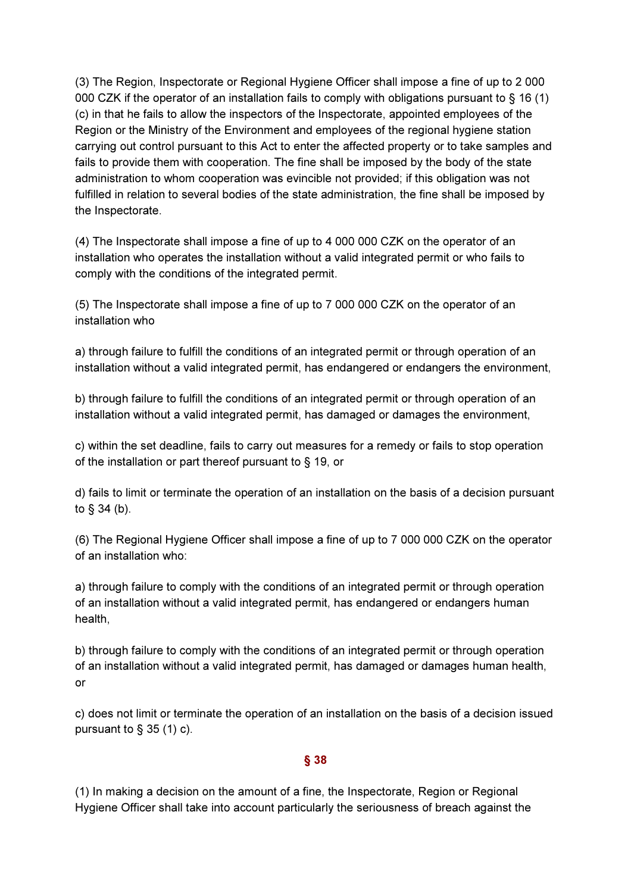(3) The Region, Inspectorate or Regional Hygiene Officer shall impose a fine of up to 2 000 000 CZK if the operator of an installation fails to comply with obligations pursuant to § 16 (1) (c) in that he fails to allow the inspectors of the Inspectorate, appointed employees of the Region or the Ministry of the Environment and employees of the regional hygiene station carrying out control pursuant to this Act to enter the affected property or to take samples and fails to provide them with cooperation. The fine shall be imposed by the body of the state administration to whom cooperation was evincible not provided; if this obligation was not fulfilled in relation to several bodies of the state administration, the fine shall be imposed by the Inspectorate.

(4) The Inspectorate shall impose a fine of up to 4 000 000 CZK on the operator of an installation who operates the installation without a valid integrated permit or who fails to comply with the conditions of the integrated permit.

(5) The Inspectorate shall impose a fine of up to 7 000 000 CZK on the operator of an installation who

a) through failure to fulfill the conditions of an integrated permit or through operation of an installation without a valid integrated permit, has endangered or endangers the environment,

b) through failure to fulfill the conditions of an integrated permit or through operation of an installation without a valid integrated permit, has damaged or damages the environment,

c) within the set deadline, fails to carry out measures for a remedy or fails to stop operation of the installation or part thereof pursuant to § 19, or

d) fails to limit or terminate the operation of an installation on the basis of a decision pursuant to § 34 (b).

(6) The Regional Hygiene Officer shall impose a fine of up to 7 000 000 CZK on the operator of an installation who:

a) through failure to comply with the conditions of an integrated permit or through operation of an installation without a valid integrated permit, has endangered or endangers human health,

b) through failure to comply with the conditions of an integrated permit or through operation of an installation without a valid integrated permit, has damaged or damages human health, or

c) does not limit or terminate the operation of an installation on the basis of a decision issued pursuant to § 35 (1) c).

## § 38

(1) In making a decision on the amount of a fine, the Inspectorate, Region or Regional Hygiene Officer shall take into account particularly the seriousness of breach against the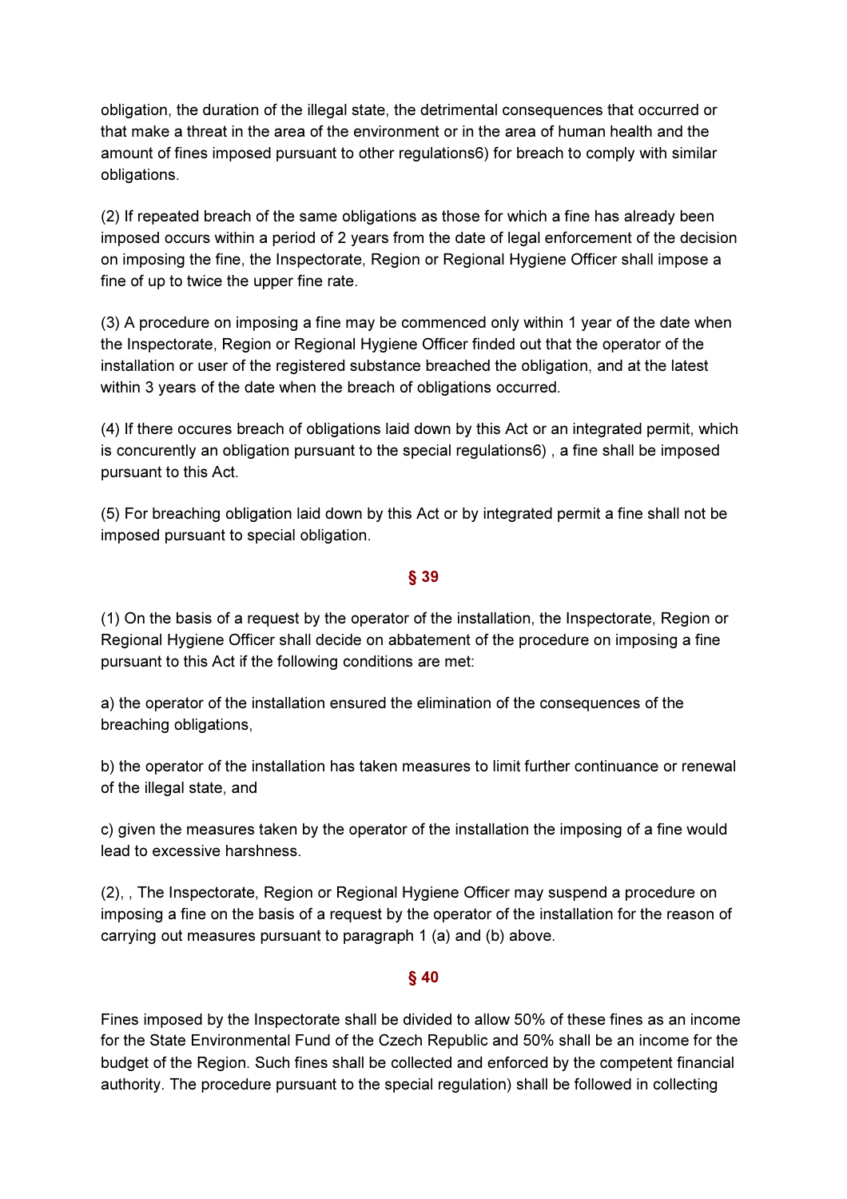obligation, the duration of the illegal state, the detrimental consequences that occurred or that make a threat in the area of the environment or in the area of human health and the amount of fines imposed pursuant to other regulations6) for breach to comply with similar obligations.

(2) If repeated breach of the same obligations as those for which a fine has already been imposed occurs within a period of 2 years from the date of legal enforcement of the decision on imposing the fine, the Inspectorate, Region or Regional Hygiene Officer shall impose a fine of up to twice the upper fine rate.

(3) A procedure on imposing a fine may be commenced only within 1 year of the date when the Inspectorate, Region or Regional Hygiene Officer finded out that the operator of the installation or user of the registered substance breached the obligation, and at the latest within 3 years of the date when the breach of obligations occurred.

(4) If there occures breach of obligations laid down by this Act or an integrated permit, which is concurently an obligation pursuant to the special regulations6) , a fine shall be imposed pursuant to this Act.

(5) For breaching obligation laid down by this Act or by integrated permit a fine shall not be imposed pursuant to special obligation.

## § 39

(1) On the basis of a request by the operator of the installation, the Inspectorate, Region or Regional Hygiene Officer shall decide on abbatement of the procedure on imposing a fine pursuant to this Act if the following conditions are met:

a) the operator of the installation ensured the elimination of the consequences of the breaching obligations,

b) the operator of the installation has taken measures to limit further continuance or renewal of the illegal state, and

c) given the measures taken by the operator of the installation the imposing of a fine would lead to excessive harshness.

(2), , The Inspectorate, Region or Regional Hygiene Officer may suspend a procedure on imposing a fine on the basis of a request by the operator of the installation for the reason of carrying out measures pursuant to paragraph 1 (a) and (b) above.

## § 40

Fines imposed by the Inspectorate shall be divided to allow 50% of these fines as an income for the State Environmental Fund of the Czech Republic and 50% shall be an income for the budget of the Region. Such fines shall be collected and enforced by the competent financial authority. The procedure pursuant to the special regulation) shall be followed in collecting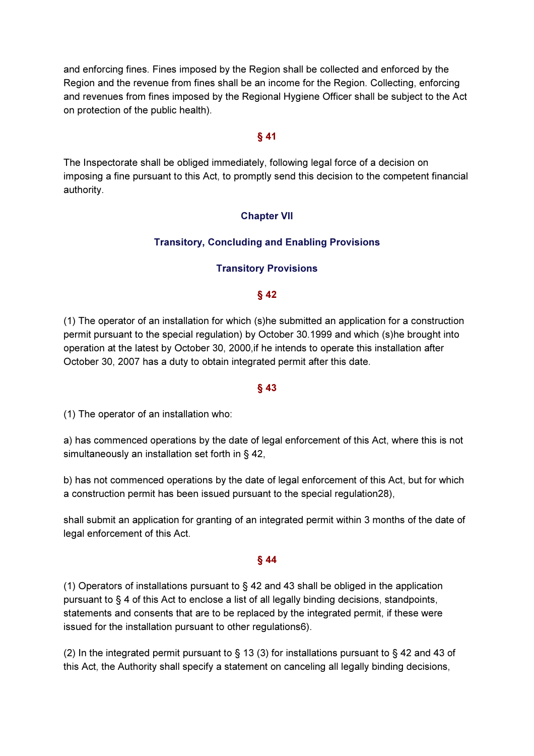and enforcing fines. Fines imposed by the Region shall be collected and enforced by the Region and the revenue from fines shall be an income for the Region. Collecting, enforcing and revenues from fines imposed by the Regional Hygiene Officer shall be subject to the Act on protection of the public health).

### § 41

The Inspectorate shall be obliged immediately, following legal force of a decision on imposing a fine pursuant to this Act, to promptly send this decision to the competent financial authority.

## Chapter VII

## Transitory, Concluding and Enabling Provisions

### Transitory Provisions

### § 42

(1) The operator of an installation for which (s)he submitted an application for a construction permit pursuant to the special regulation) by October 30.1999 and which (s)he brought into operation at the latest by October 30, 2000,if he intends to operate this installation after October 30, 2007 has a duty to obtain integrated permit after this date.

### § 43

(1) The operator of an installation who:

a) has commenced operations by the date of legal enforcement of this Act, where this is not simultaneously an installation set forth in § 42,

b) has not commenced operations by the date of legal enforcement of this Act, but for which a construction permit has been issued pursuant to the special regulation28),

shall submit an application for granting of an integrated permit within 3 months of the date of legal enforcement of this Act.

### § 44

(1) Operators of installations pursuant to § 42 and 43 shall be obliged in the application pursuant to § 4 of this Act to enclose a list of all legally binding decisions, standpoints, statements and consents that are to be replaced by the integrated permit, if these were issued for the installation pursuant to other regulations6).

(2) In the integrated permit pursuant to § 13 (3) for installations pursuant to § 42 and 43 of this Act, the Authority shall specify a statement on canceling all legally binding decisions,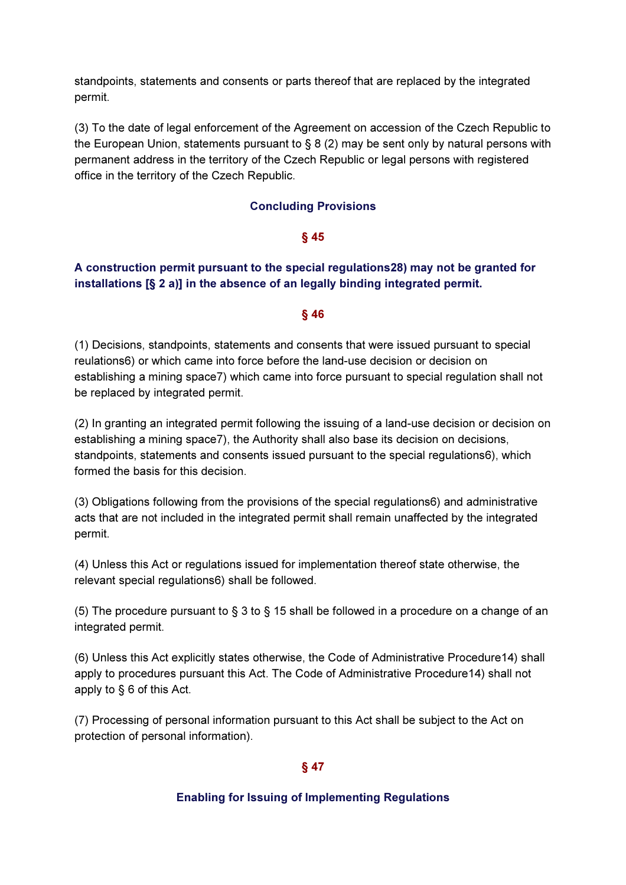standpoints, statements and consents or parts thereof that are replaced by the integrated permit.

(3) To the date of legal enforcement of the Agreement on accession of the Czech Republic to the European Union, statements pursuant to § 8 (2) may be sent only by natural persons with permanent address in the territory of the Czech Republic or legal persons with registered office in the territory of the Czech Republic.

## Concluding Provisions

### § 45

**A construction permit pursuant to the special regulations28) may not be granted for installations [§ 2 a)] in the absence of an legally binding integrated permit.**

### § 46

(1) Decisions, standpoints, statements and consents that were issued pursuant to special reulations6) or which came into force before the land-use decision or decision on establishing a mining space7) which came into force pursuant to special regulation shall not be replaced by integrated permit.

(2) In granting an integrated permit following the issuing of a land-use decision or decision on establishing a mining space7), the Authority shall also base its decision on decisions, standpoints, statements and consents issued pursuant to the special regulations6), which formed the basis for this decision.

(3) Obligations following from the provisions of the special regulations6) and administrative acts that are not included in the integrated permit shall remain unaffected by the integrated permit.

(4) Unless this Act or regulations issued for implementation thereof state otherwise, the relevant special regulations6) shall be followed.

(5) The procedure pursuant to § 3 to § 15 shall be followed in a procedure on a change of an integrated permit.

(6) Unless this Act explicitly states otherwise, the Code of Administrative Procedure14) shall apply to procedures pursuant this Act. The Code of Administrative Procedure14) shall not apply to § 6 of this Act.

(7) Processing of personal information pursuant to this Act shall be subject to the Act on protection of personal information).

### § 47

## Enabling for Issuing of Implementing Regulations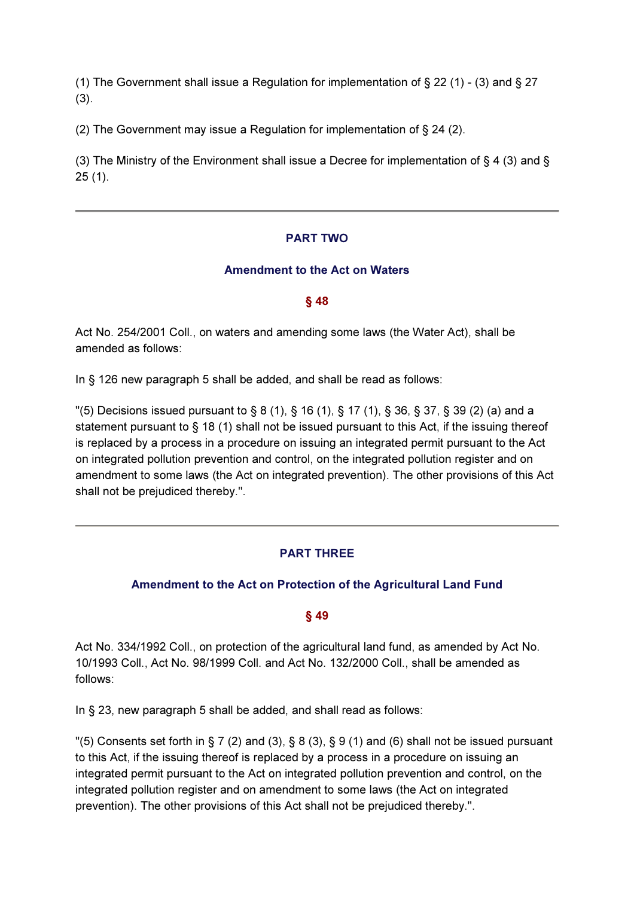(1) The Government shall issue a Regulation for implementation of § 22 (1) - (3) and § 27 (3).

(2) The Government may issue a Regulation for implementation of § 24 (2).

(3) The Ministry of the Environment shall issue a Decree for implementation of § 4 (3) and § 25 (1).

---

## PART TWO

### Amendment to the Act on Waters

#### § 48

Act No. 254/2001 Coll., on waters and amending some laws (the Water Act), shall be amended as follows:

In § 126 new paragraph 5 shall be added, and shall be read as follows:

"(5) Decisions issued pursuant to § 8 (1), § 16 (1), § 17 (1), § 36, § 37, § 39 (2) (a) and a statement pursuant to § 18 (1) shall not be issued pursuant to this Act, if the issuing thereof is replaced by a process in a procedure on issuing an integrated permit pursuant to the Act on integrated pollution prevention and control, on the integrated pollution register and on amendment to some laws (the Act on integrated prevention). The other provisions of this Act shall not be prejudiced thereby.".

---

## PART THREE

### Amendment to the Act on Protection of the Agricultural Land Fund

#### § 49

Act No. 334/1992 Coll., on protection of the agricultural land fund, as amended by Act No. 10/1993 Coll., Act No. 98/1999 Coll. and Act No. 132/2000 Coll., shall be amended as follows:

In § 23, new paragraph 5 shall be added, and shall read as follows:

"(5) Consents set forth in § 7 (2) and (3), § 8 (3), § 9 (1) and (6) shall not be issued pursuant to this Act, if the issuing thereof is replaced by a process in a procedure on issuing an integrated permit pursuant to the Act on integrated pollution prevention and control, on the integrated pollution register and on amendment to some laws (the Act on integrated prevention). The other provisions of this Act shall not be prejudiced thereby.".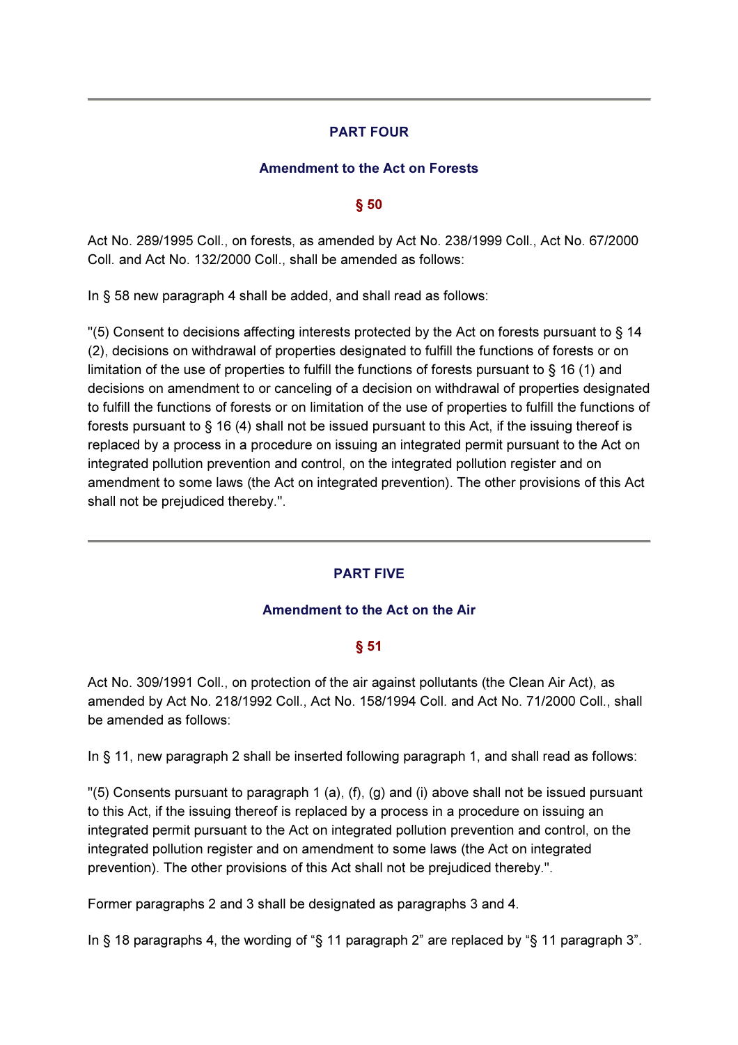---

## PART FOUR

### Amendment to the Act on Forests

### § 50

Act No. 289/1995 Coll., on forests, as amended by Act No. 238/1999 Coll., Act No. 67/2000 Coll. and Act No. 132/2000 Coll., shall be amended as follows:

In § 58 new paragraph 4 shall be added, and shall read as follows:

"(5) Consent to decisions affecting interests protected by the Act on forests pursuant to § 14 (2), decisions on withdrawal of properties designated to fulfill the functions of forests or on limitation of the use of properties to fulfill the functions of forests pursuant to § 16 (1) and decisions on amendment to or canceling of a decision on withdrawal of properties designated to fulfill the functions of forests or on limitation of the use of properties to fulfill the functions of forests pursuant to § 16 (4) shall not be issued pursuant to this Act, if the issuing thereof is replaced by a process in a procedure on issuing an integrated permit pursuant to the Act on integrated pollution prevention and control, on the integrated pollution register and on amendment to some laws (the Act on integrated prevention). The other provisions of this Act shall not be prejudiced thereby.".

---

## PART FIVE

### Amendment to the Act on the Air

### § 51

Act No. 309/1991 Coll., on protection of the air against pollutants (the Clean Air Act), as amended by Act No. 218/1992 Coll., Act No. 158/1994 Coll. and Act No. 71/2000 Coll., shall be amended as follows:

In § 11, new paragraph 2 shall be inserted following paragraph 1, and shall read as follows:

"(5) Consents pursuant to paragraph 1 (a), (f), (g) and (i) above shall not be issued pursuant to this Act, if the issuing thereof is replaced by a process in a procedure on issuing an integrated permit pursuant to the Act on integrated pollution prevention and control, on the integrated pollution register and on amendment to some laws (the Act on integrated prevention). The other provisions of this Act shall not be prejudiced thereby.".

Former paragraphs 2 and 3 shall be designated as paragraphs 3 and 4.

In § 18 paragraphs 4, the wording of "§ 11 paragraph 2" are replaced by "§ 11 paragraph 3".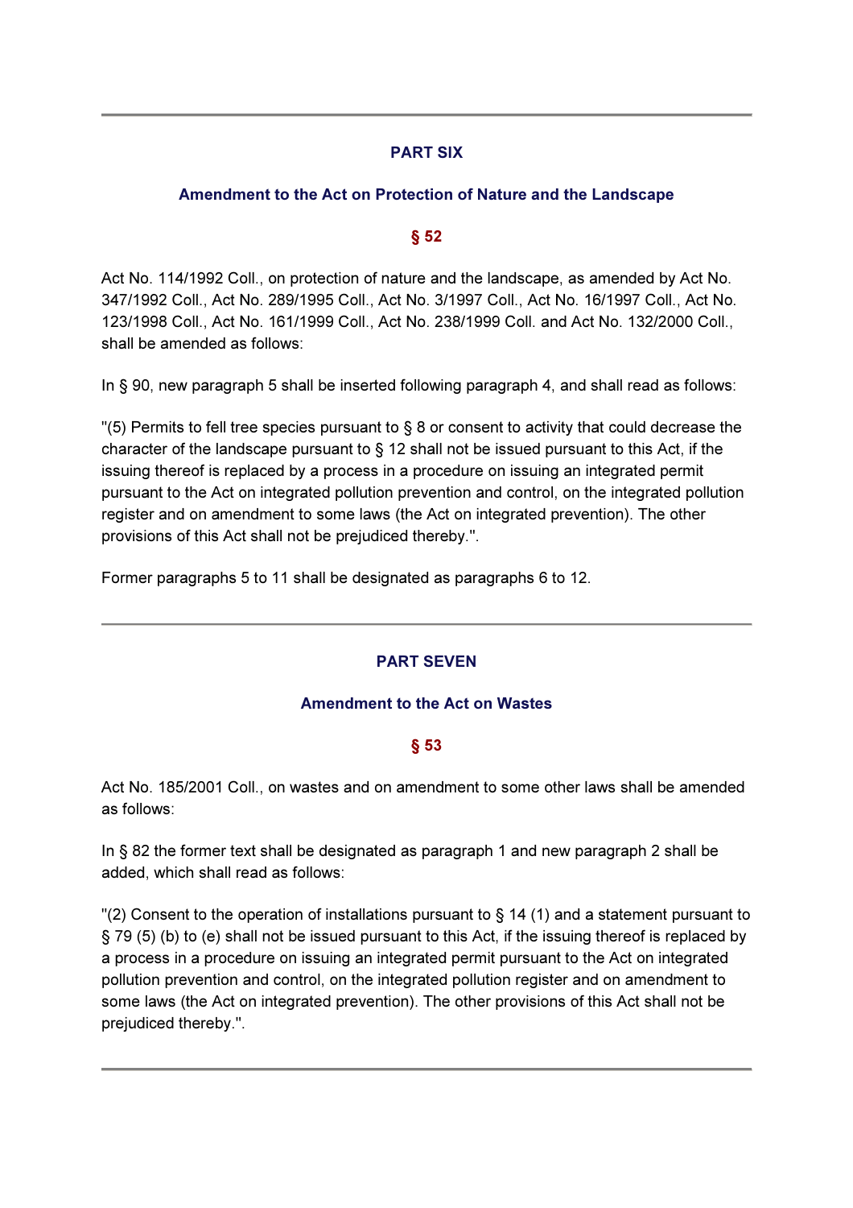---

## PART SIX

### Amendment to the Act on Protection of Nature and the Landscape

#### § 52

Act No. 114/1992 Coll., on protection of nature and the landscape, as amended by Act No. 347/1992 Coll., Act No. 289/1995 Coll., Act No. 3/1997 Coll., Act No. 16/1997 Coll., Act No. 123/1998 Coll., Act No. 161/1999 Coll., Act No. 238/1999 Coll. and Act No. 132/2000 Coll., shall be amended as follows:

In § 90, new paragraph 5 shall be inserted following paragraph 4, and shall read as follows:

"(5) Permits to fell tree species pursuant to § 8 or consent to activity that could decrease the character of the landscape pursuant to § 12 shall not be issued pursuant to this Act, if the issuing thereof is replaced by a process in a procedure on issuing an integrated permit pursuant to the Act on integrated pollution prevention and control, on the integrated pollution register and on amendment to some laws (the Act on integrated prevention). The other provisions of this Act shall not be prejudiced thereby.".

Former paragraphs 5 to 11 shall be designated as paragraphs 6 to 12.

---

## PART SEVEN

### Amendment to the Act on Wastes

#### § 53

Act No. 185/2001 Coll., on wastes and on amendment to some other laws shall be amended as follows:

In § 82 the former text shall be designated as paragraph 1 and new paragraph 2 shall be added, which shall read as follows:

"(2) Consent to the operation of installations pursuant to § 14 (1) and a statement pursuant to § 79 (5) (b) to (e) shall not be issued pursuant to this Act, if the issuing thereof is replaced by a process in a procedure on issuing an integrated permit pursuant to the Act on integrated pollution prevention and control, on the integrated pollution register and on amendment to some laws (the Act on integrated prevention). The other provisions of this Act shall not be prejudiced thereby.".

---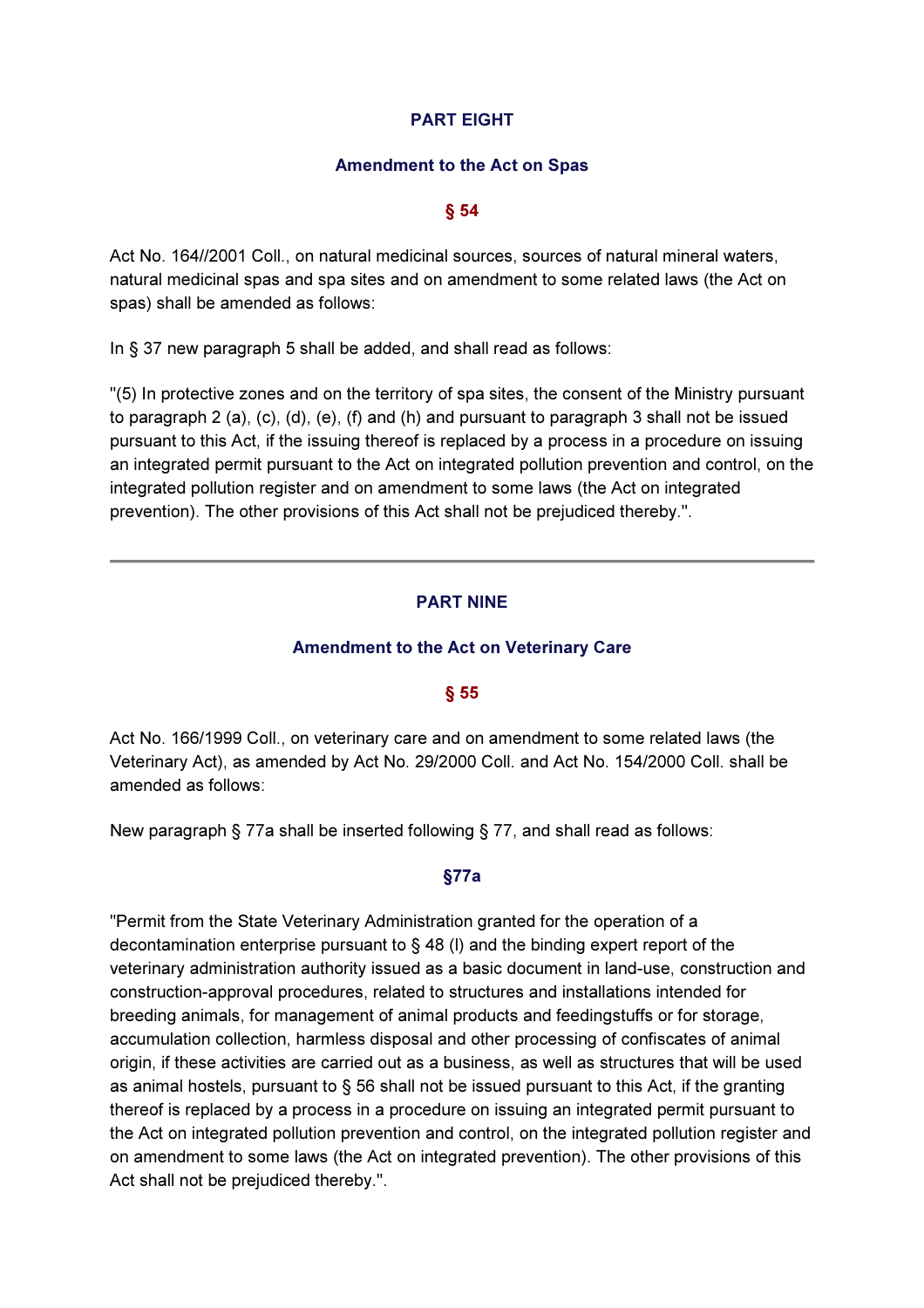## PART EIGHT

### Amendment to the Act on Spas

### § 54

Act No. 164//2001 Coll., on natural medicinal sources, sources of natural mineral waters, natural medicinal spas and spa sites and on amendment to some related laws (the Act on spas) shall be amended as follows:

In § 37 new paragraph 5 shall be added, and shall read as follows:

"(5) In protective zones and on the territory of spa sites, the consent of the Ministry pursuant to paragraph 2 (a), (c), (d), (e), (f) and (h) and pursuant to paragraph 3 shall not be issued pursuant to this Act, if the issuing thereof is replaced by a process in a procedure on issuing an integrated permit pursuant to the Act on integrated pollution prevention and control, on the integrated pollution register and on amendment to some laws (the Act on integrated prevention). The other provisions of this Act shall not be prejudiced thereby.".

---

## PART NINE

### Amendment to the Act on Veterinary Care

### § 55

Act No. 166/1999 Coll., on veterinary care and on amendment to some related laws (the Veterinary Act), as amended by Act No. 29/2000 Coll. and Act No. 154/2000 Coll. shall be amended as follows:

New paragraph § 77a shall be inserted following § 77, and shall read as follows:

### §77a

"Permit from the State Veterinary Administration granted for the operation of a decontamination enterprise pursuant to § 48 (l) and the binding expert report of the veterinary administration authority issued as a basic document in land-use, construction and construction-approval procedures, related to structures and installations intended for breeding animals, for management of animal products and feedingstuffs or for storage, accumulation collection, harmless disposal and other processing of confiscates of animal origin, if these activities are carried out as a business, as well as structures that will be used as animal hostels, pursuant to § 56 shall not be issued pursuant to this Act, if the granting thereof is replaced by a process in a procedure on issuing an integrated permit pursuant to the Act on integrated pollution prevention and control, on the integrated pollution register and on amendment to some laws (the Act on integrated prevention). The other provisions of this Act shall not be prejudiced thereby.".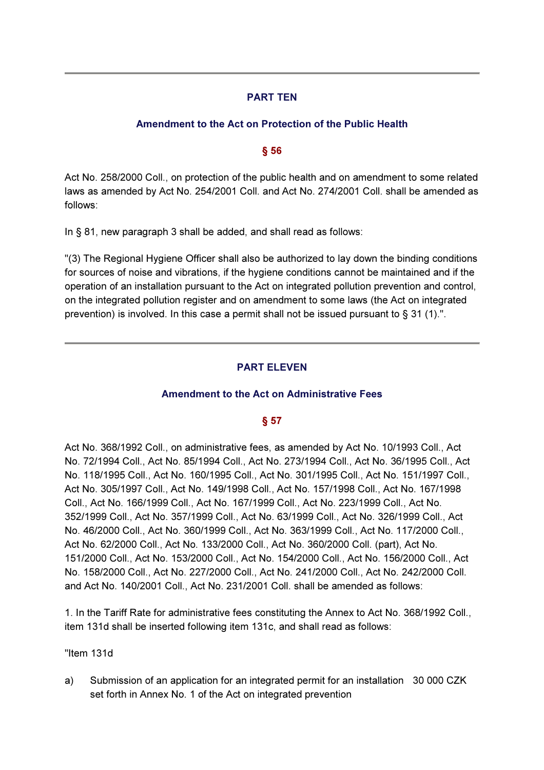---

## PART TEN

### Amendment to the Act on Protection of the Public Health

### § 56

Act No. 258/2000 Coll., on protection of the public health and on amendment to some related laws as amended by Act No. 254/2001 Coll. and Act No. 274/2001 Coll. shall be amended as follows:

In § 81, new paragraph 3 shall be added, and shall read as follows:

"(3) The Regional Hygiene Officer shall also be authorized to lay down the binding conditions for sources of noise and vibrations, if the hygiene conditions cannot be maintained and if the operation of an installation pursuant to the Act on integrated pollution prevention and control, on the integrated pollution register and on amendment to some laws (the Act on integrated prevention) is involved. In this case a permit shall not be issued pursuant to § 31 (1).".

---

## PART ELEVEN

### Amendment to the Act on Administrative Fees

### § 57

Act No. 368/1992 Coll., on administrative fees, as amended by Act No. 10/1993 Coll., Act No. 72/1994 Coll., Act No. 85/1994 Coll., Act No. 273/1994 Coll., Act No. 36/1995 Coll., Act No. 118/1995 Coll., Act No. 160/1995 Coll., Act No. 301/1995 Coll., Act No. 151/1997 Coll., Act No. 305/1997 Coll., Act No. 149/1998 Coll., Act No. 157/1998 Coll., Act No. 167/1998 Coll., Act No. 166/1999 Coll., Act No. 167/1999 Coll., Act No. 223/1999 Coll., Act No. 352/1999 Coll., Act No. 357/1999 Coll., Act No. 63/1999 Coll., Act No. 326/1999 Coll., Act No. 46/2000 Coll., Act No. 360/1999 Coll., Act No. 363/1999 Coll., Act No. 117/2000 Coll., Act No. 62/2000 Coll., Act No. 133/2000 Coll., Act No. 360/2000 Coll. (part), Act No. 151/2000 Coll., Act No. 153/2000 Coll., Act No. 154/2000 Coll., Act No. 156/2000 Coll., Act No. 158/2000 Coll., Act No. 227/2000 Coll., Act No. 241/2000 Coll., Act No. 242/2000 Coll. and Act No. 140/2001 Coll., Act No. 231/2001 Coll. shall be amended as follows:

1. In the Tariff Rate for administrative fees constituting the Annex to Act No. 368/1992 Coll., item 131d shall be inserted following item 131c, and shall read as follows:

"Item 131d

a) Submission of an application for an integrated permit for an installation set forth in Annex No. 1 of the Act on integrated prevention 30 000 CZK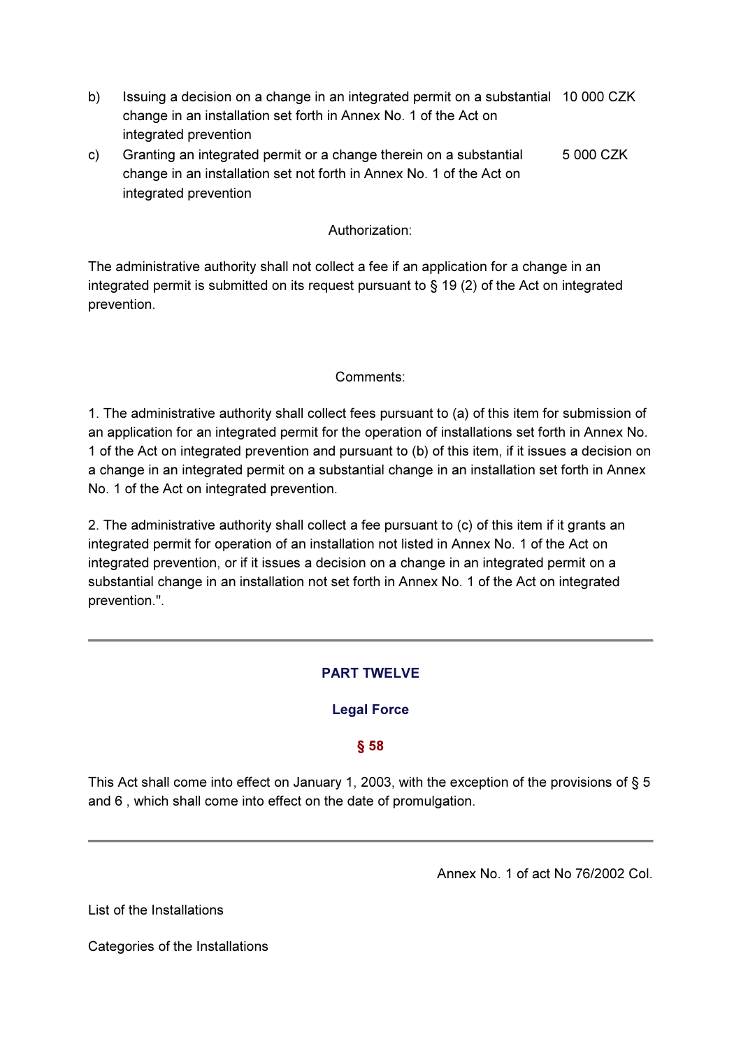| | | |
|---|---|---|
| b) | Issuing a decision on a change in an integrated permit on a substantial change in an installation set forth in Annex No. 1 of the Act on integrated prevention | 10 000 CZK |
| c) | Granting an integrated permit or a change therein on a substantial change in an installation set not forth in Annex No. 1 of the Act on integrated prevention | 5 000 CZK |

Authorization:

The administrative authority shall not collect a fee if an application for a change in an integrated permit is submitted on its request pursuant to § 19 (2) of the Act on integrated prevention.

Comments:

1. The administrative authority shall collect fees pursuant to (a) of this item for submission of an application for an integrated permit for the operation of installations set forth in Annex No. 1 of the Act on integrated prevention and pursuant to (b) of this item, if it issues a decision on a change in an integrated permit on a substantial change in an installation set forth in Annex No. 1 of the Act on integrated prevention.

2. The administrative authority shall collect a fee pursuant to (c) of this item if it grants an integrated permit for operation of an installation not listed in Annex No. 1 of the Act on integrated prevention, or if it issues a decision on a change in an integrated permit on a substantial change in an installation not set forth in Annex No. 1 of the Act on integrated prevention.".

---

## PART TWELVE

### Legal Force

### § 58

This Act shall come into effect on January 1, 2003, with the exception of the provisions of § 5 and 6 , which shall come into effect on the date of promulgation.

---

Annex No. 1 of act No 76/2002 Col.

List of the Installations

Categories of the Installations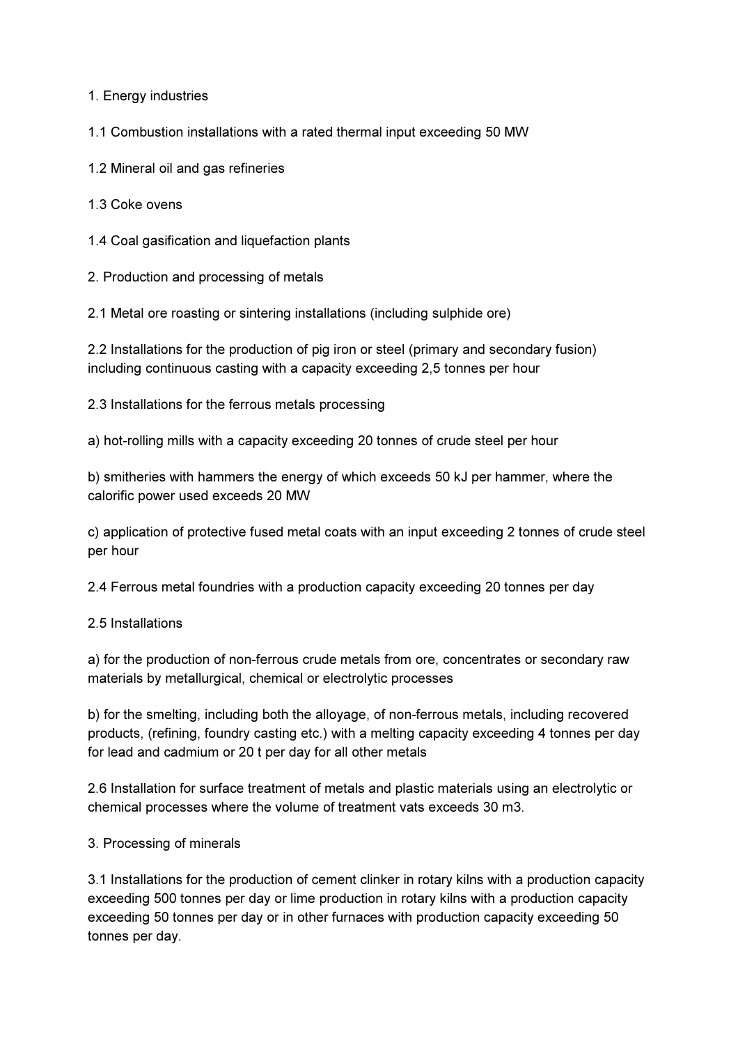1. Energy industries

1.1 Combustion installations with a rated thermal input exceeding 50 MW

1.2 Mineral oil and gas refineries

1.3 Coke ovens

1.4 Coal gasification and liquefaction plants

2. Production and processing of metals

2.1 Metal ore roasting or sintering installations (including sulphide ore)

2.2 Installations for the production of pig iron or steel (primary and secondary fusion) including continuous casting with a capacity exceeding 2,5 tonnes per hour

2.3 Installations for the ferrous metals processing

a) hot-rolling mills with a capacity exceeding 20 tonnes of crude steel per hour

b) smitheries with hammers the energy of which exceeds 50 kJ per hammer, where the calorific power used exceeds 20 MW

c) application of protective fused metal coats with an input exceeding 2 tonnes of crude steel per hour

2.4 Ferrous metal foundries with a production capacity exceeding 20 tonnes per day

2.5 Installations

a) for the production of non-ferrous crude metals from ore, concentrates or secondary raw materials by metallurgical, chemical or electrolytic processes

b) for the smelting, including both the alloyage, of non-ferrous metals, including recovered products, (refining, foundry casting etc.) with a melting capacity exceeding 4 tonnes per day for lead and cadmium or 20 t per day for all other metals

2.6 Installation for surface treatment of metals and plastic materials using an electrolytic or chemical processes where the volume of treatment vats exceeds 30 m3.

3. Processing of minerals

3.1 Installations for the production of cement clinker in rotary kilns with a production capacity exceeding 500 tonnes per day or lime production in rotary kilns with a production capacity exceeding 50 tonnes per day or in other furnaces with production capacity exceeding 50 tonnes per day.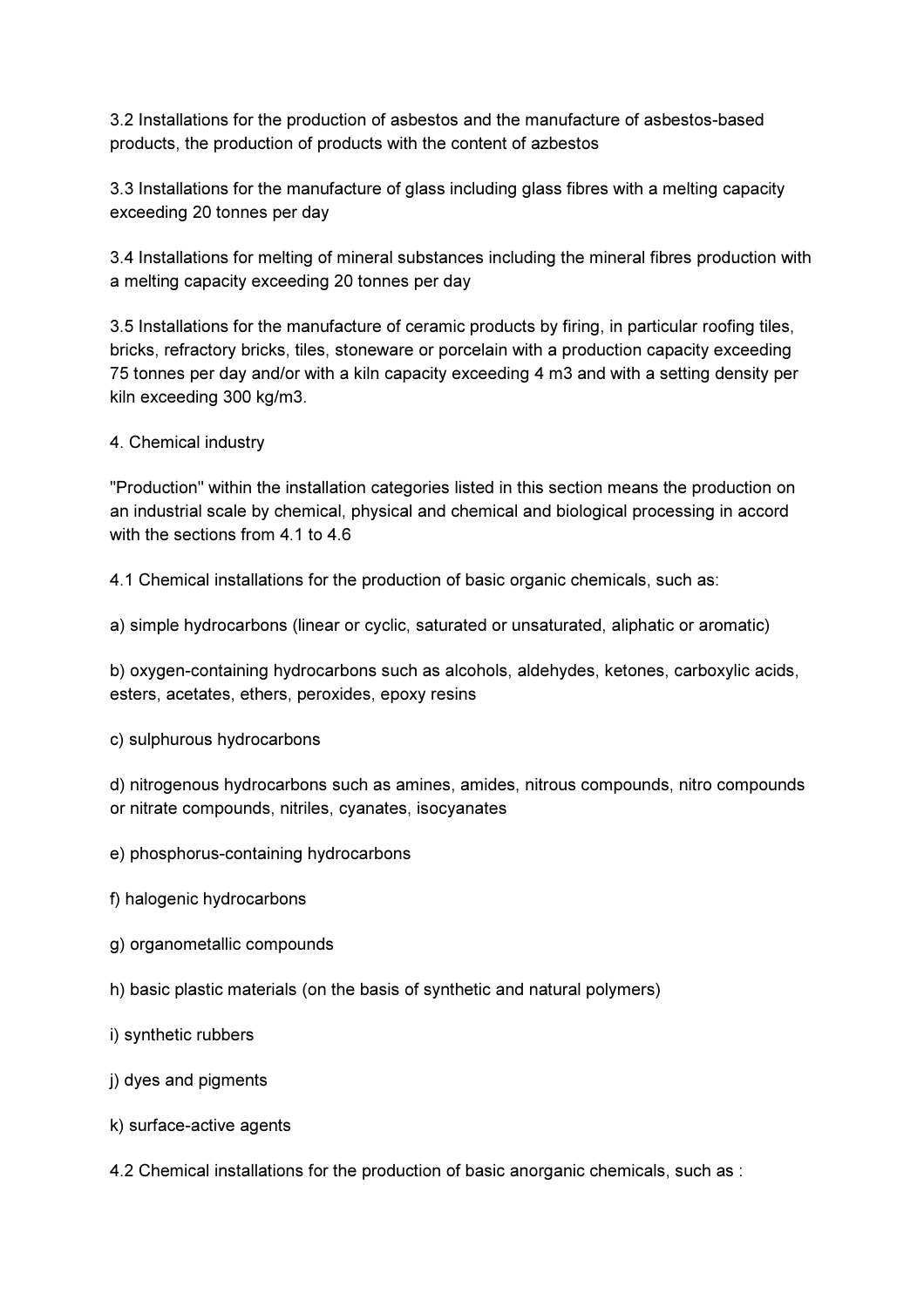3.2 Installations for the production of asbestos and the manufacture of asbestos-based products, the production of products with the content of azbestos

3.3 Installations for the manufacture of glass including glass fibres with a melting capacity exceeding 20 tonnes per day

3.4 Installations for melting of mineral substances including the mineral fibres production with a melting capacity exceeding 20 tonnes per day

3.5 Installations for the manufacture of ceramic products by firing, in particular roofing tiles, bricks, refractory bricks, tiles, stoneware or porcelain with a production capacity exceeding 75 tonnes per day and/or with a kiln capacity exceeding 4 m3 and with a setting density per kiln exceeding 300 kg/m3.

4. Chemical industry

"Production" within the installation categories listed in this section means the production on an industrial scale by chemical, physical and chemical and biological processing in accord with the sections from 4.1 to 4.6

4.1 Chemical installations for the production of basic organic chemicals, such as:

a) simple hydrocarbons (linear or cyclic, saturated or unsaturated, aliphatic or aromatic)

b) oxygen-containing hydrocarbons such as alcohols, aldehydes, ketones, carboxylic acids, esters, acetates, ethers, peroxides, epoxy resins

c) sulphurous hydrocarbons

d) nitrogenous hydrocarbons such as amines, amides, nitrous compounds, nitro compounds or nitrate compounds, nitriles, cyanates, isocyanates

e) phosphorus-containing hydrocarbons

f) halogenic hydrocarbons

g) organometallic compounds

h) basic plastic materials (on the basis of synthetic and natural polymers)

i) synthetic rubbers

j) dyes and pigments

k) surface-active agents

4.2 Chemical installations for the production of basic anorganic chemicals, such as :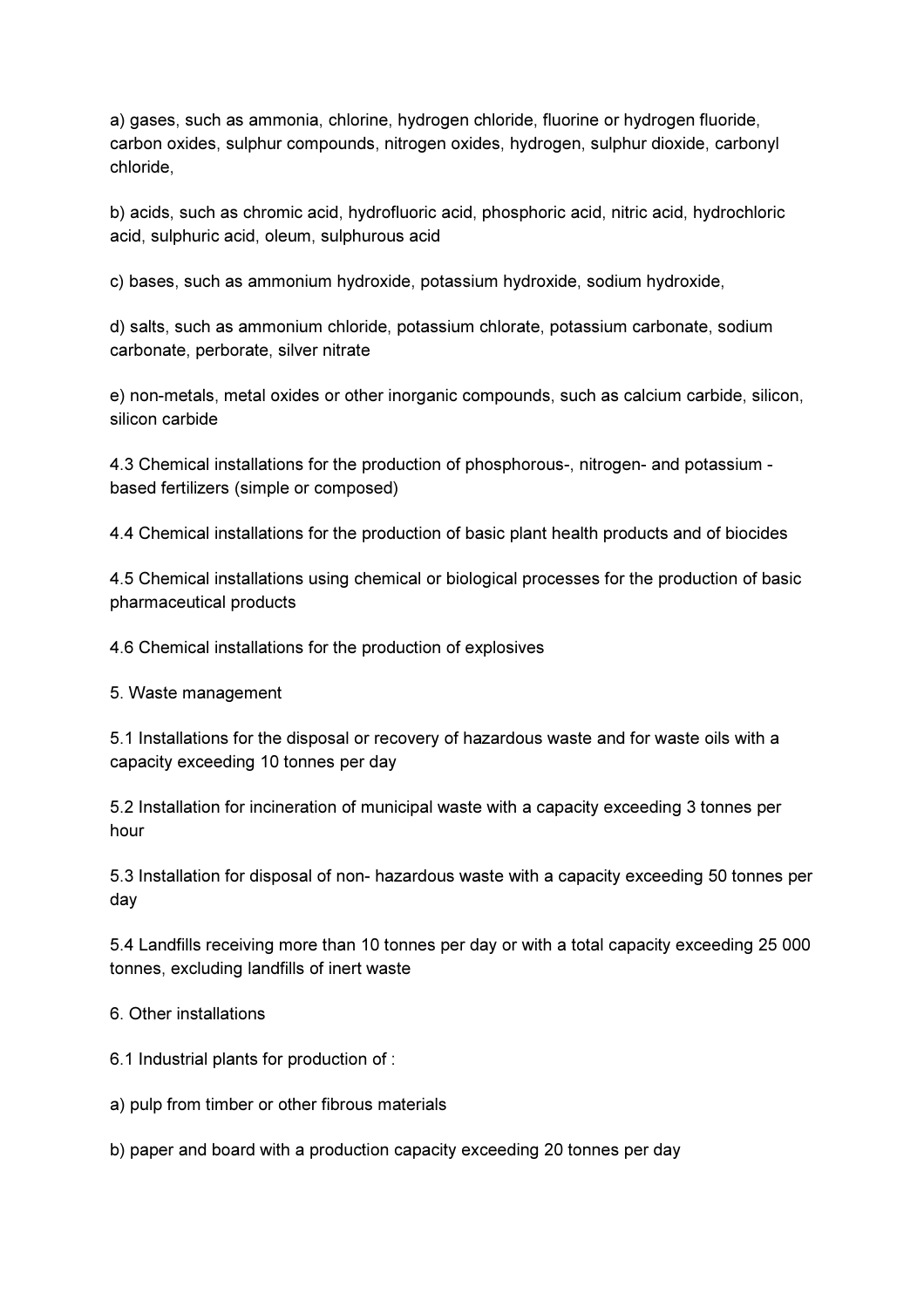a) gases, such as ammonia, chlorine, hydrogen chloride, fluorine or hydrogen fluoride, carbon oxides, sulphur compounds, nitrogen oxides, hydrogen, sulphur dioxide, carbonyl chloride,

b) acids, such as chromic acid, hydrofluoric acid, phosphoric acid, nitric acid, hydrochloric acid, sulphuric acid, oleum, sulphurous acid

c) bases, such as ammonium hydroxide, potassium hydroxide, sodium hydroxide,

d) salts, such as ammonium chloride, potassium chlorate, potassium carbonate, sodium carbonate, perborate, silver nitrate

e) non-metals, metal oxides or other inorganic compounds, such as calcium carbide, silicon, silicon carbide

4.3 Chemical installations for the production of phosphorous-, nitrogen- and potassium - based fertilizers (simple or composed)

4.4 Chemical installations for the production of basic plant health products and of biocides

4.5 Chemical installations using chemical or biological processes for the production of basic pharmaceutical products

4.6 Chemical installations for the production of explosives

5. Waste management

5.1 Installations for the disposal or recovery of hazardous waste and for waste oils with a capacity exceeding 10 tonnes per day

5.2 Installation for incineration of municipal waste with a capacity exceeding 3 tonnes per hour

5.3 Installation for disposal of non- hazardous waste with a capacity exceeding 50 tonnes per day

5.4 Landfills receiving more than 10 tonnes per day or with a total capacity exceeding 25 000 tonnes, excluding landfills of inert waste

6. Other installations

6.1 Industrial plants for production of :

a) pulp from timber or other fibrous materials

b) paper and board with a production capacity exceeding 20 tonnes per day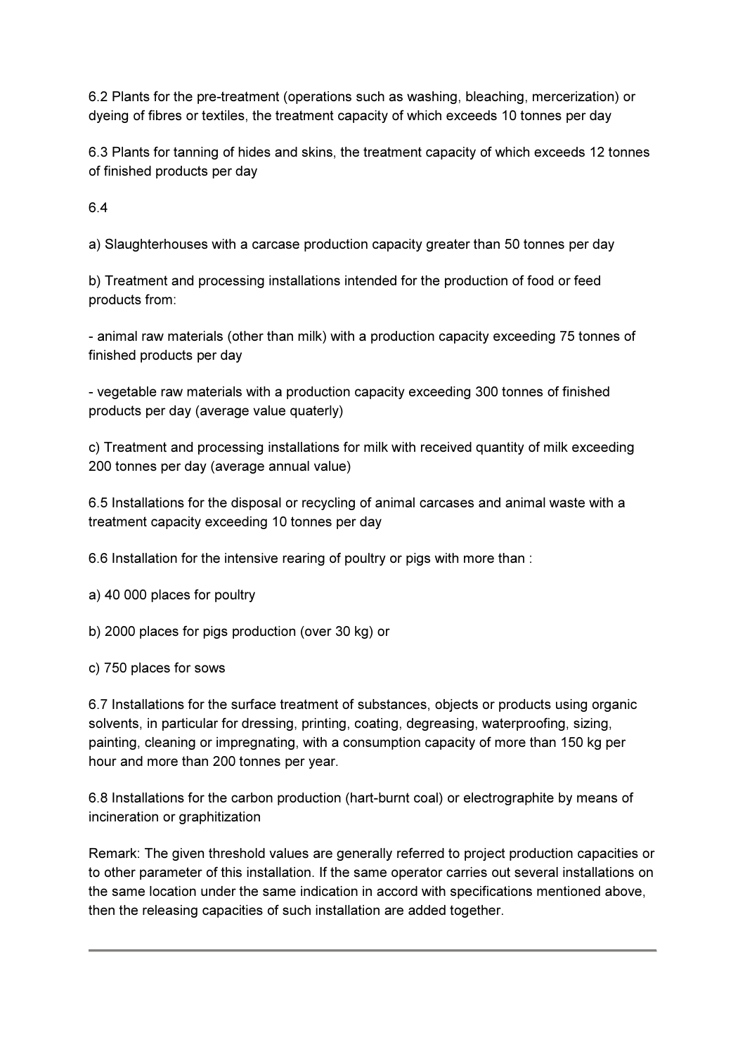6.2 Plants for the pre-treatment (operations such as washing, bleaching, mercerization) or dyeing of fibres or textiles, the treatment capacity of which exceeds 10 tonnes per day

6.3 Plants for tanning of hides and skins, the treatment capacity of which exceeds 12 tonnes of finished products per day

6.4

a) Slaughterhouses with a carcase production capacity greater than 50 tonnes per day

b) Treatment and processing installations intended for the production of food or feed products from:

- animal raw materials (other than milk) with a production capacity exceeding 75 tonnes of finished products per day

- vegetable raw materials with a production capacity exceeding 300 tonnes of finished products per day (average value quaterly)

c) Treatment and processing installations for milk with received quantity of milk exceeding 200 tonnes per day (average annual value)

6.5 Installations for the disposal or recycling of animal carcases and animal waste with a treatment capacity exceeding 10 tonnes per day

6.6 Installation for the intensive rearing of poultry or pigs with more than :

a) 40 000 places for poultry

b) 2000 places for pigs production (over 30 kg) or

c) 750 places for sows

6.7 Installations for the surface treatment of substances, objects or products using organic solvents, in particular for dressing, printing, coating, degreasing, waterproofing, sizing, painting, cleaning or impregnating, with a consumption capacity of more than 150 kg per hour and more than 200 tonnes per year.

6.8 Installations for the carbon production (hart-burnt coal) or electrographite by means of incineration or graphitization

Remark: The given threshold values are generally referred to project production capacities or to other parameter of this installation. If the same operator carries out several installations on the same location under the same indication in accord with specifications mentioned above, then the releasing capacities of such installation are added together.

---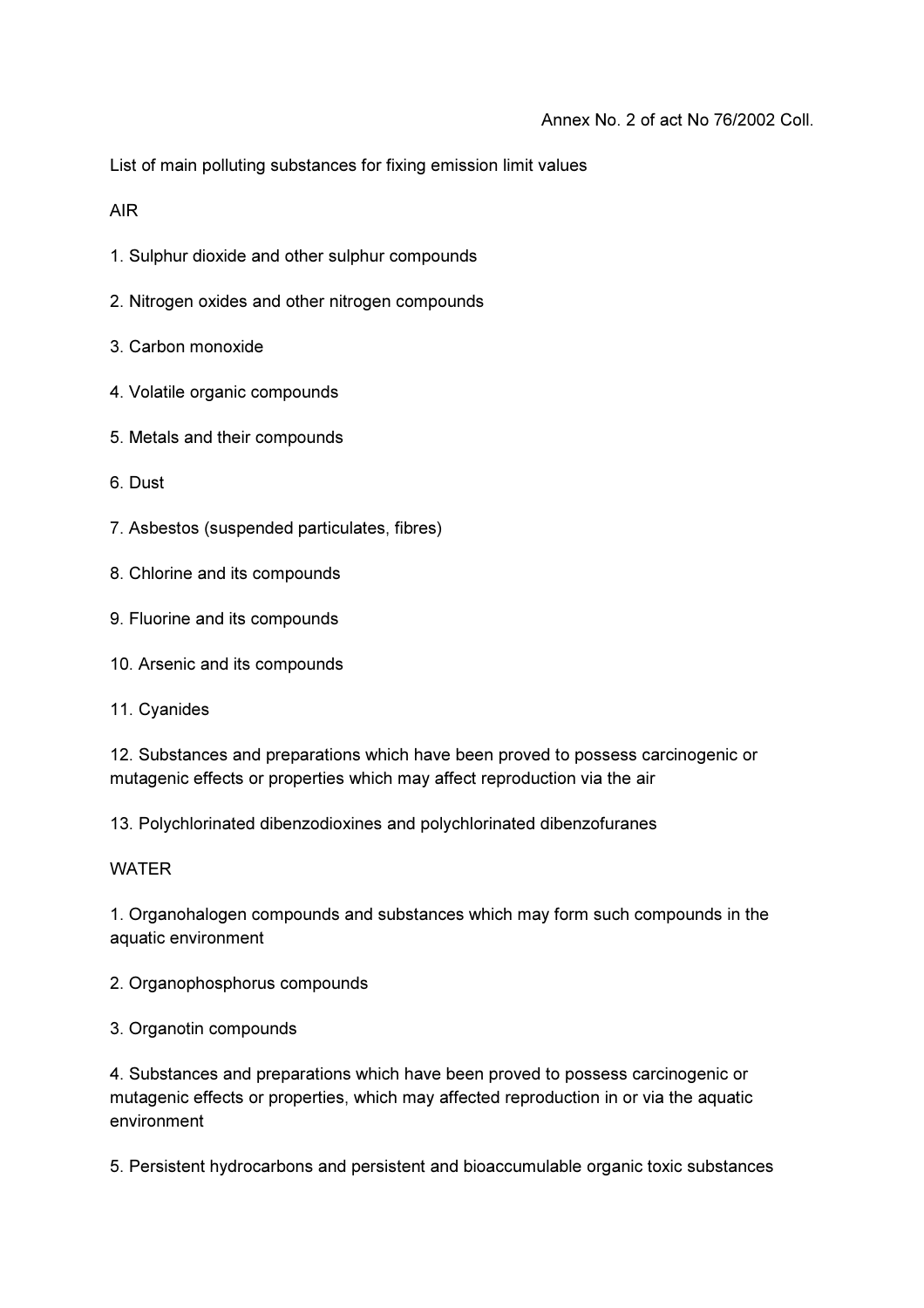Annex No. 2 of act No 76/2002 Coll.

List of main polluting substances for fixing emission limit values

## AIR

1. Sulphur dioxide and other sulphur compounds
2. Nitrogen oxides and other nitrogen compounds
3. Carbon monoxide
4. Volatile organic compounds
5. Metals and their compounds
6. Dust
7. Asbestos (suspended particulates, fibres)
8. Chlorine and its compounds
9. Fluorine and its compounds
10. Arsenic and its compounds
11. Cyanides
12. Substances and preparations which have been proved to possess carcinogenic or mutagenic effects or properties which may affect reproduction via the air
13. Polychlorinated dibenzodioxines and polychlorinated dibenzofuranes

## WATER

1. Organohalogen compounds and substances which may form such compounds in the aquatic environment
2. Organophosphorus compounds
3. Organotin compounds
4. Substances and preparations which have been proved to possess carcinogenic or mutagenic effects or properties, which may affected reproduction in or via the aquatic environment
5. Persistent hydrocarbons and persistent and bioaccumulable organic toxic substances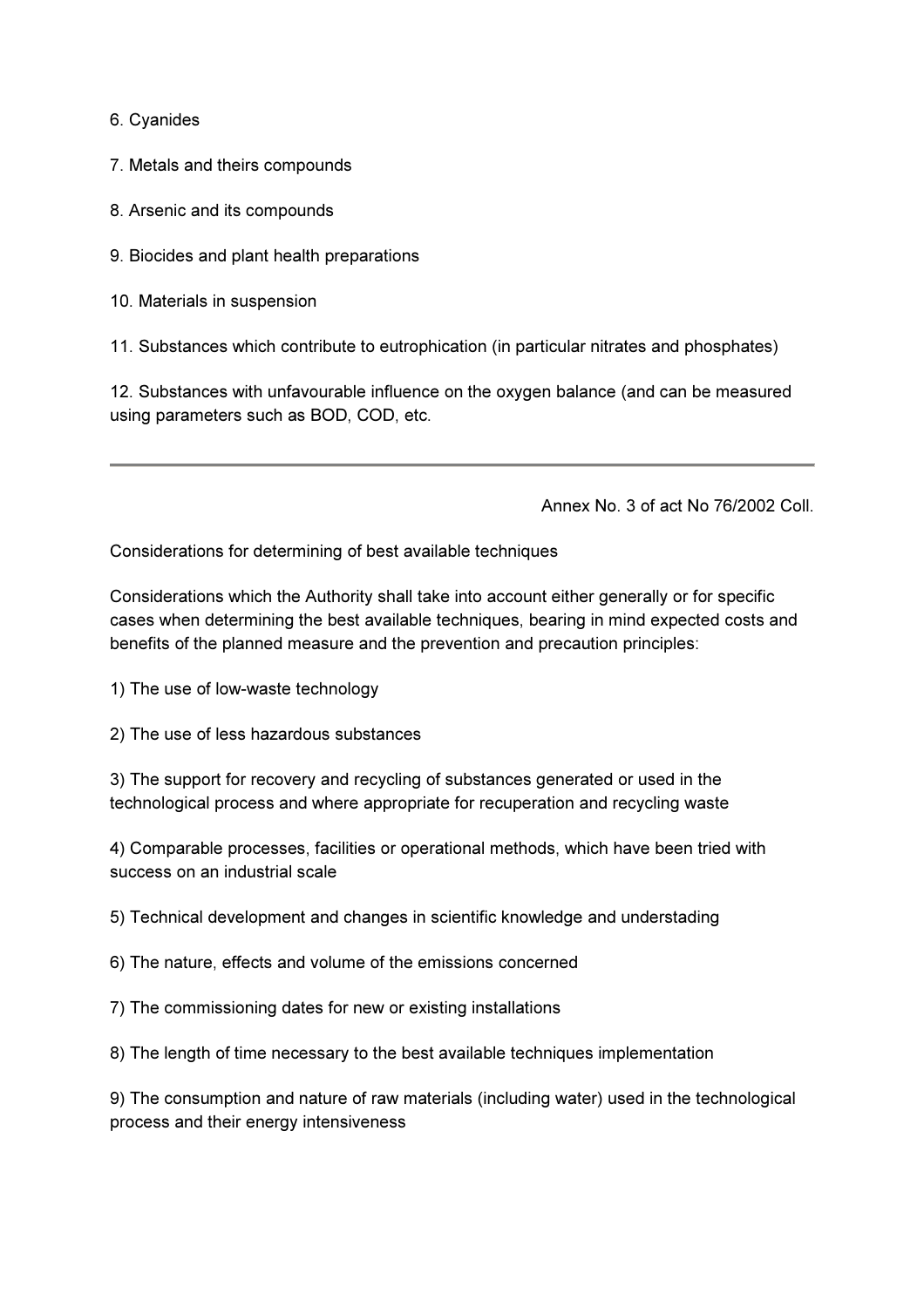6. Cyanides

7. Metals and theirs compounds

8. Arsenic and its compounds

9. Biocides and plant health preparations

10. Materials in suspension

11. Substances which contribute to eutrophication (in particular nitrates and phosphates)

12. Substances with unfavourable influence on the oxygen balance (and can be measured using parameters such as BOD, COD, etc.

---

Annex No. 3 of act No 76/2002 Coll.

Considerations for determining of best available techniques

Considerations which the Authority shall take into account either generally or for specific cases when determining the best available techniques, bearing in mind expected costs and benefits of the planned measure and the prevention and precaution principles:

1) The use of low-waste technology

2) The use of less hazardous substances

3) The support for recovery and recycling of substances generated or used in the technological process and where appropriate for recuperation and recycling waste

4) Comparable processes, facilities or operational methods, which have been tried with success on an industrial scale

5) Technical development and changes in scientific knowledge and understading

6) The nature, effects and volume of the emissions concerned

7) The commissioning dates for new or existing installations

8) The length of time necessary to the best available techniques implementation

9) The consumption and nature of raw materials (including water) used in the technological process and their energy intensiveness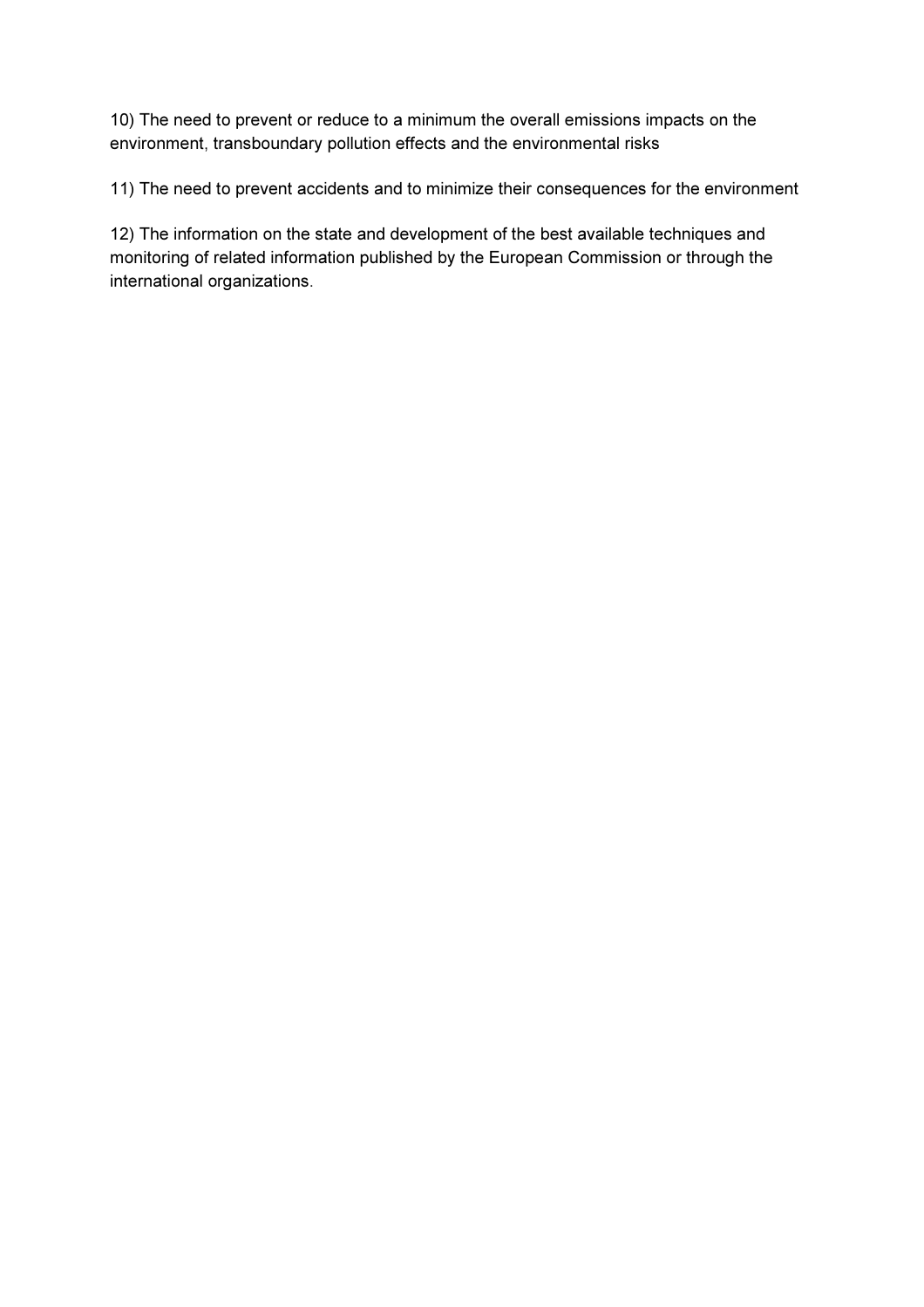10) The need to prevent or reduce to a minimum the overall emissions impacts on the environment, transboundary pollution effects and the environmental risks

11) The need to prevent accidents and to minimize their consequences for the environment

12) The information on the state and development of the best available techniques and monitoring of related information published by the European Commission or through the international organizations.